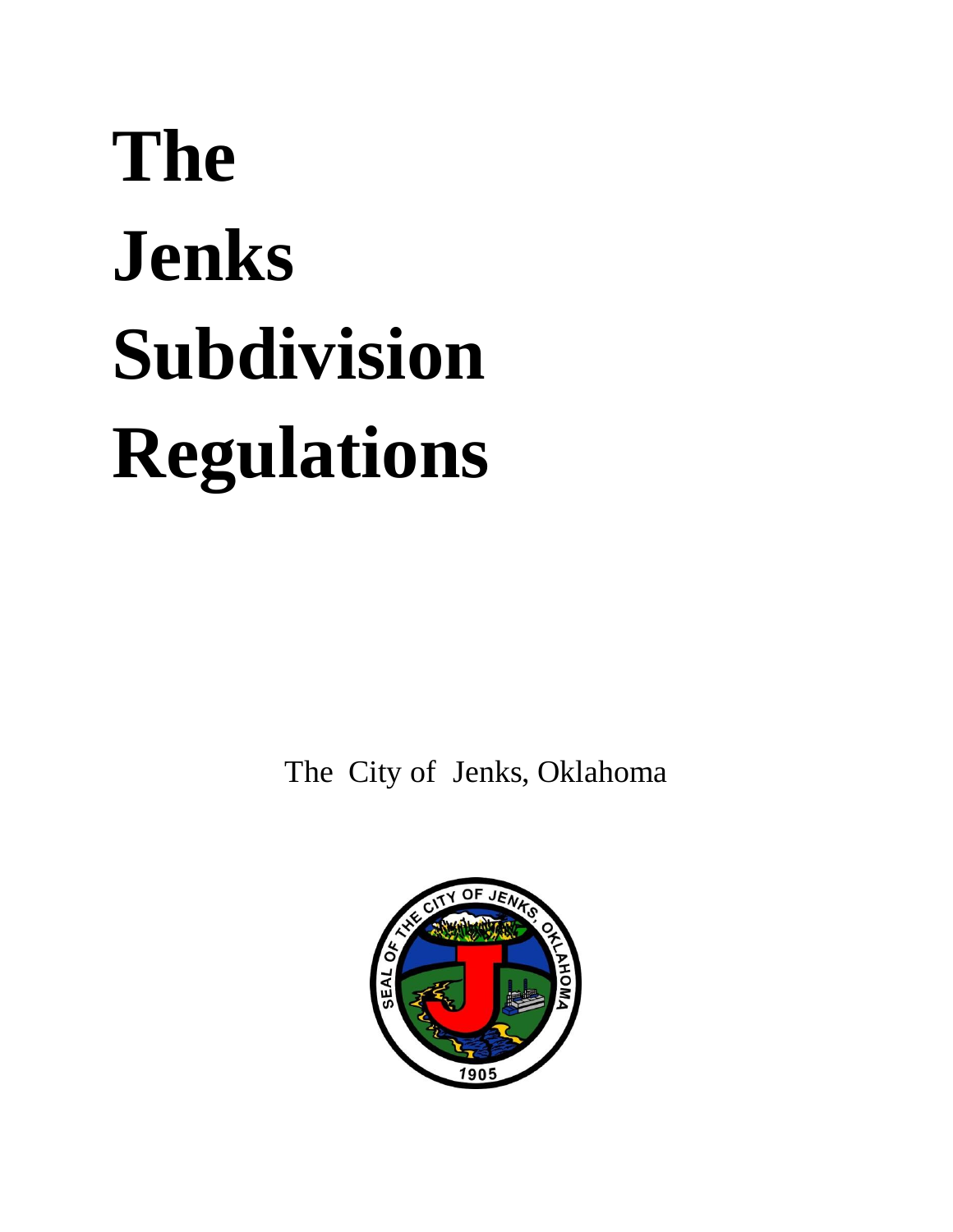# The Jenks Subdivision Regulations

The City of Jenks, Oklahoma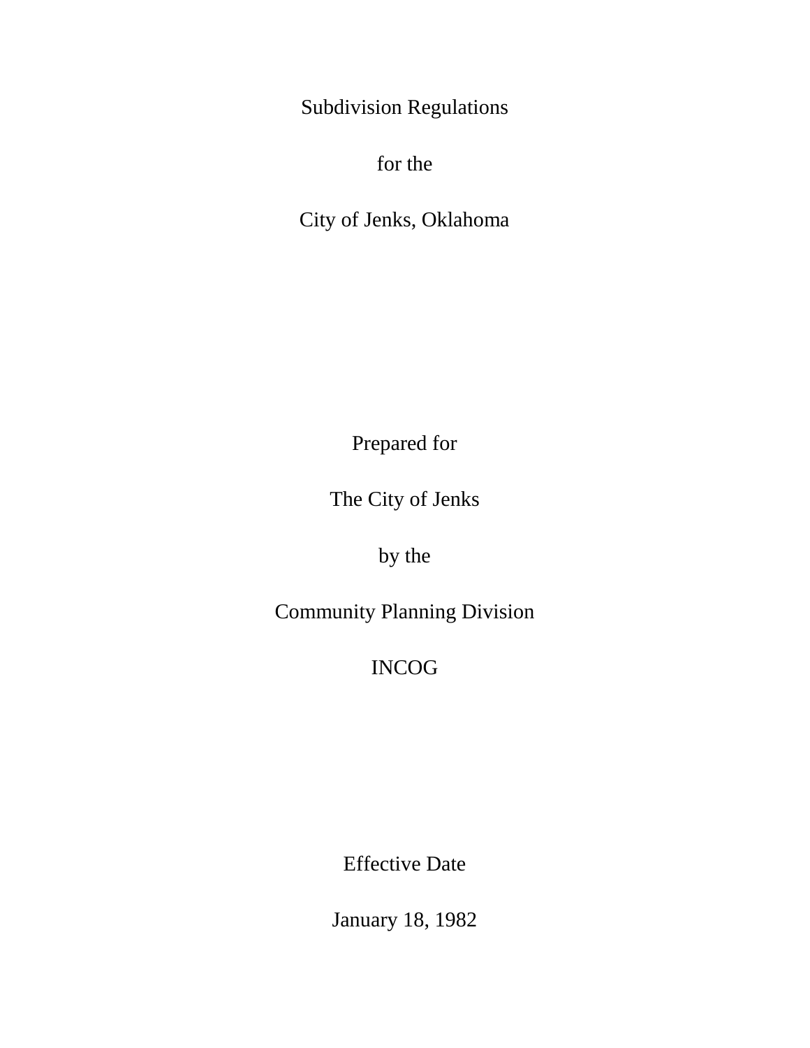# Subdivision Regulations

for the

City of Jenks, Oklahoma

Prepared for

The City of Jenks

by the

Community Planning Division

INCOG

Effective Date

January 18, 1982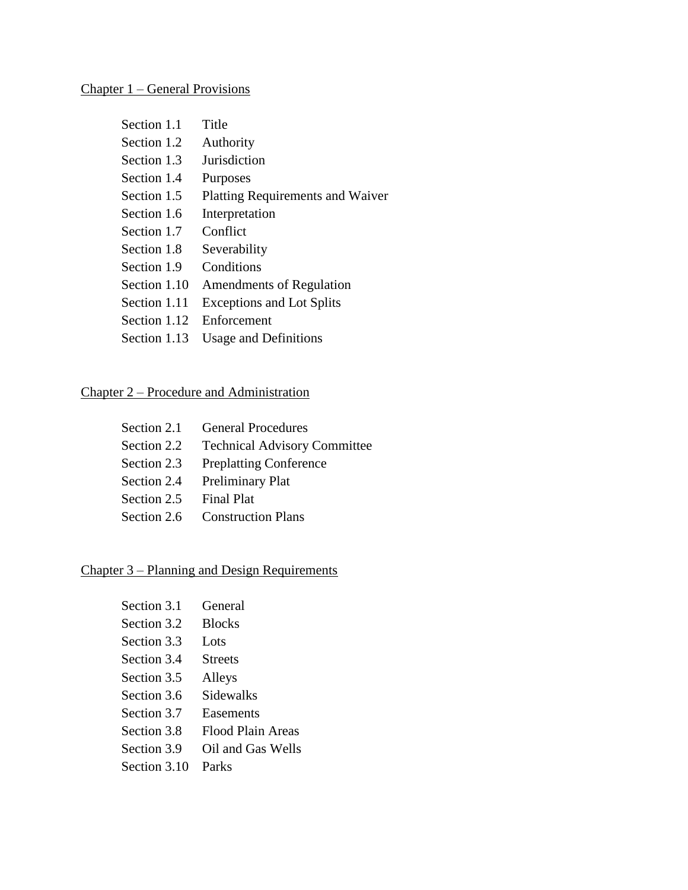Chapter 1 – General Provisions

| | |
|---|---|
| Section 1.1 | Title |
| Section 1.2 | Authority |
| Section 1.3 | Jurisdiction |
| Section 1.4 | Purposes |
| Section 1.5 | Platting Requirements and Waiver |
| Section 1.6 | Interpretation |
| Section 1.7 | Conflict |
| Section 1.8 | Severability |
| Section 1.9 | Conditions |
| Section 1.10 | Amendments of Regulation |
| Section 1.11 | Exceptions and Lot Splits |
| Section 1.12 | Enforcement |
| Section 1.13 | Usage and Definitions |

Chapter 2 – Procedure and Administration

| | |
|---|---|
| Section 2.1 | General Procedures |
| Section 2.2 | Technical Advisory Committee |
| Section 2.3 | Preplatting Conference |
| Section 2.4 | Preliminary Plat |
| Section 2.5 | Final Plat |
| Section 2.6 | Construction Plans |

Chapter 3 – Planning and Design Requirements

| | |
|---|---|
| Section 3.1 | General |
| Section 3.2 | Blocks |
| Section 3.3 | Lots |
| Section 3.4 | Streets |
| Section 3.5 | Alleys |
| Section 3.6 | Sidewalks |
| Section 3.7 | Easements |
| Section 3.8 | Flood Plain Areas |
| Section 3.9 | Oil and Gas Wells |
| Section 3.10 | Parks |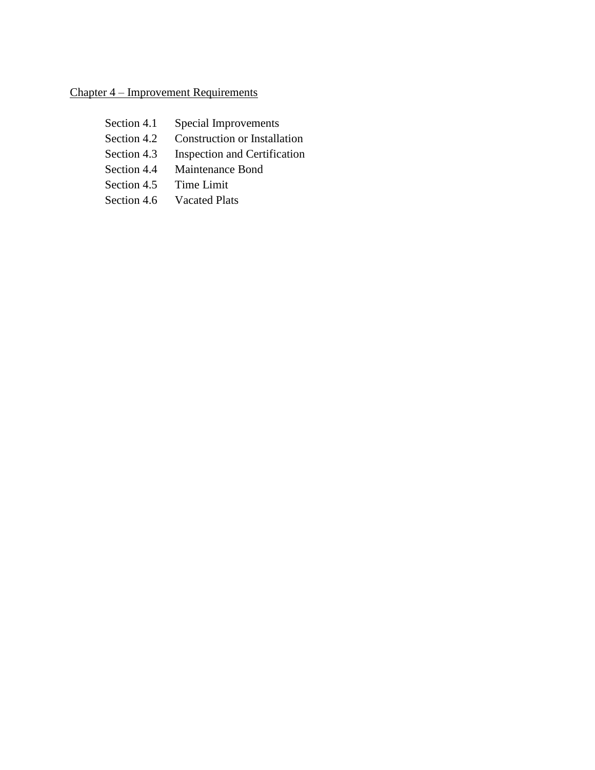## Chapter 4 – Improvement Requirements

| | |
|---|---|
| Section 4.1 | Special Improvements |
| Section 4.2 | Construction or Installation |
| Section 4.3 | Inspection and Certification |
| Section 4.4 | Maintenance Bond |
| Section 4.5 | Time Limit |
| Section 4.6 | Vacated Plats |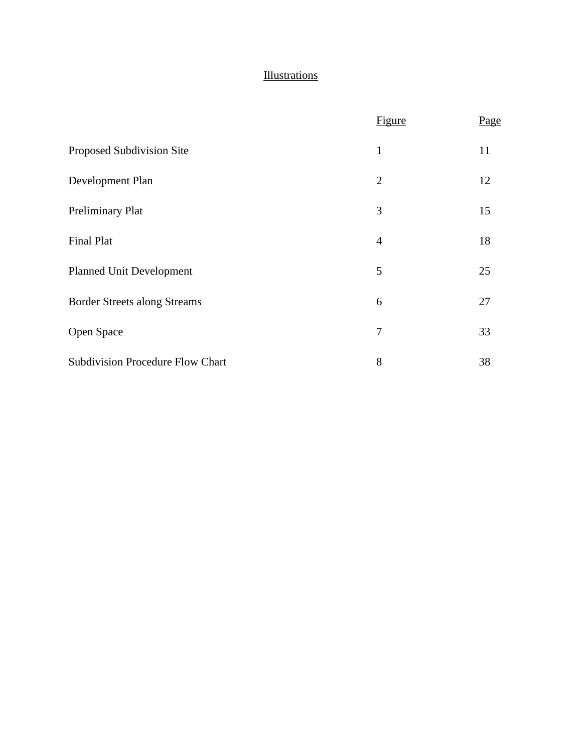## Illustrations

| | Figure | Page |
|---|---|---|
| Proposed Subdivision Site | 1 | 11 |
| Development Plan | 2 | 12 |
| Preliminary Plat | 3 | 15 |
| Final Plat | 4 | 18 |
| Planned Unit Development | 5 | 25 |
| Border Streets along Streams | 6 | 27 |
| Open Space | 7 | 33 |
| Subdivision Procedure Flow Chart | 8 | 38 |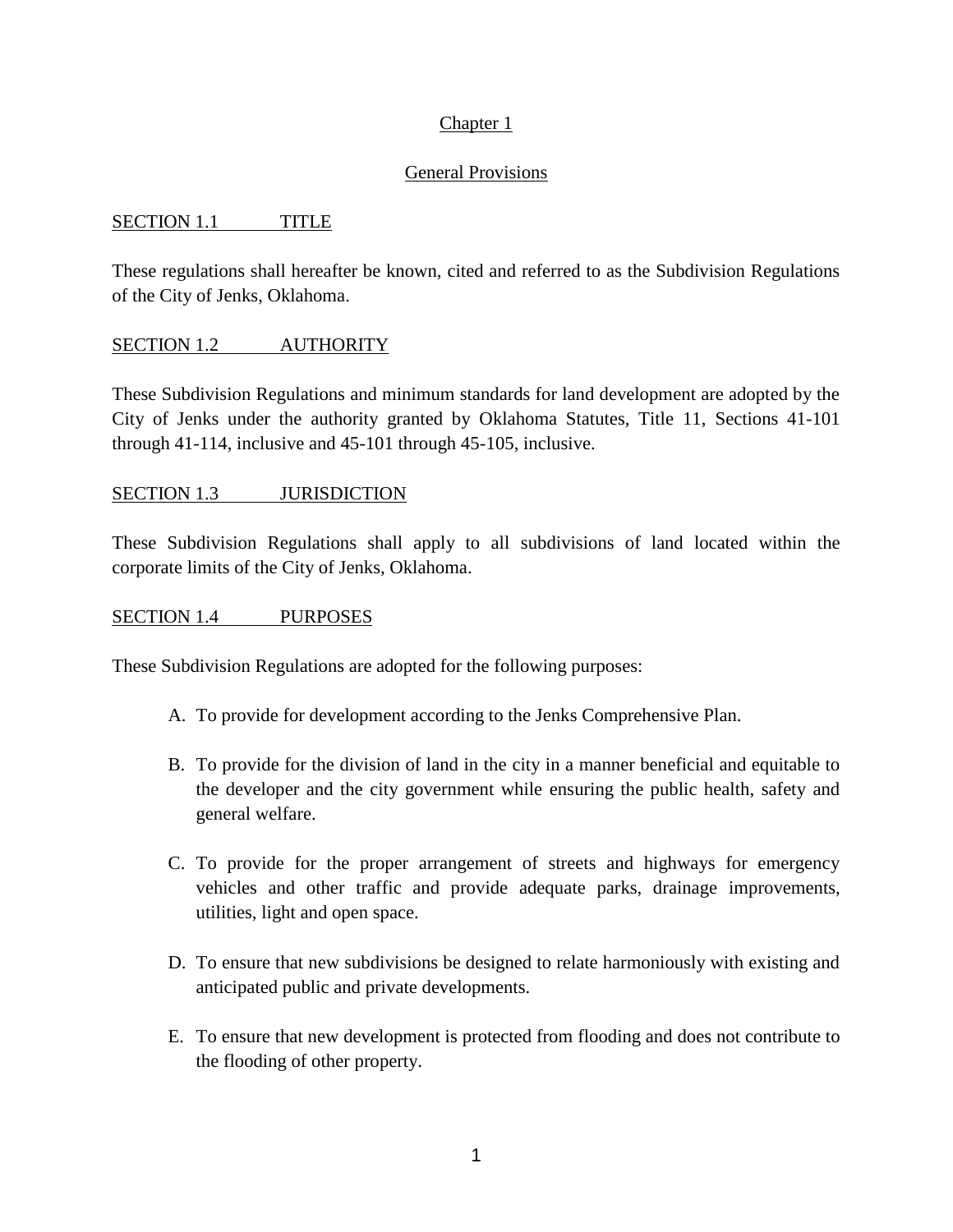# Chapter 1

## General Provisions

### SECTION 1.1 TITLE

These regulations shall hereafter be known, cited and referred to as the Subdivision Regulations of the City of Jenks, Oklahoma.

### SECTION 1.2 AUTHORITY

These Subdivision Regulations and minimum standards for land development are adopted by the City of Jenks under the authority granted by Oklahoma Statutes, Title 11, Sections 41-101 through 41-114, inclusive and 45-101 through 45-105, inclusive.

### SECTION 1.3 JURISDICTION

These Subdivision Regulations shall apply to all subdivisions of land located within the corporate limits of the City of Jenks, Oklahoma.

### SECTION 1.4 PURPOSES

These Subdivision Regulations are adopted for the following purposes:

A. To provide for development according to the Jenks Comprehensive Plan.

B. To provide for the division of land in the city in a manner beneficial and equitable to the developer and the city government while ensuring the public health, safety and general welfare.

C. To provide for the proper arrangement of streets and highways for emergency vehicles and other traffic and provide adequate parks, drainage improvements, utilities, light and open space.

D. To ensure that new subdivisions be designed to relate harmoniously with existing and anticipated public and private developments.

E. To ensure that new development is protected from flooding and does not contribute to the flooding of other property.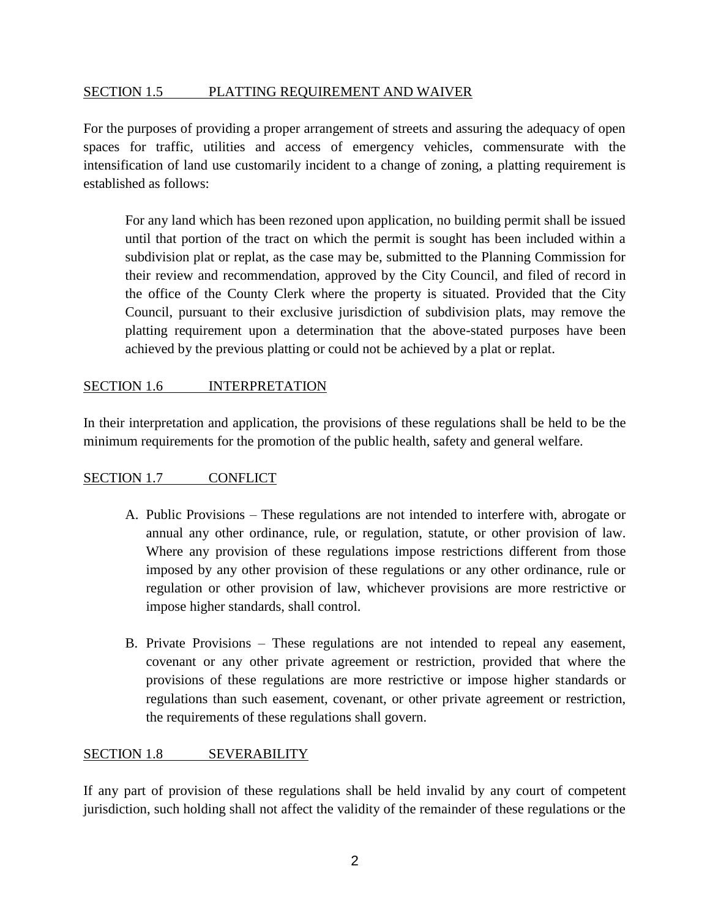## SECTION 1.5 PLATTING REQUIREMENT AND WAIVER

For the purposes of providing a proper arrangement of streets and assuring the adequacy of open spaces for traffic, utilities and access of emergency vehicles, commensurate with the intensification of land use customarily incident to a change of zoning, a platting requirement is established as follows:

> For any land which has been rezoned upon application, no building permit shall be issued until that portion of the tract on which the permit is sought has been included within a subdivision plat or replat, as the case may be, submitted to the Planning Commission for their review and recommendation, approved by the City Council, and filed of record in the office of the County Clerk where the property is situated. Provided that the City Council, pursuant to their exclusive jurisdiction of subdivision plats, may remove the platting requirement upon a determination that the above-stated purposes have been achieved by the previous platting or could not be achieved by a plat or replat.

## SECTION 1.6 INTERPRETATION

In their interpretation and application, the provisions of these regulations shall be held to be the minimum requirements for the promotion of the public health, safety and general welfare.

## SECTION 1.7 CONFLICT

A. Public Provisions – These regulations are not intended to interfere with, abrogate or annual any other ordinance, rule, or regulation, statute, or other provision of law. Where any provision of these regulations impose restrictions different from those imposed by any other provision of these regulations or any other ordinance, rule or regulation or other provision of law, whichever provisions are more restrictive or impose higher standards, shall control.

B. Private Provisions – These regulations are not intended to repeal any easement, covenant or any other private agreement or restriction, provided that where the provisions of these regulations are more restrictive or impose higher standards or regulations than such easement, covenant, or other private agreement or restriction, the requirements of these regulations shall govern.

## SECTION 1.8 SEVERABILITY

If any part of provision of these regulations shall be held invalid by any court of competent jurisdiction, such holding shall not affect the validity of the remainder of these regulations or the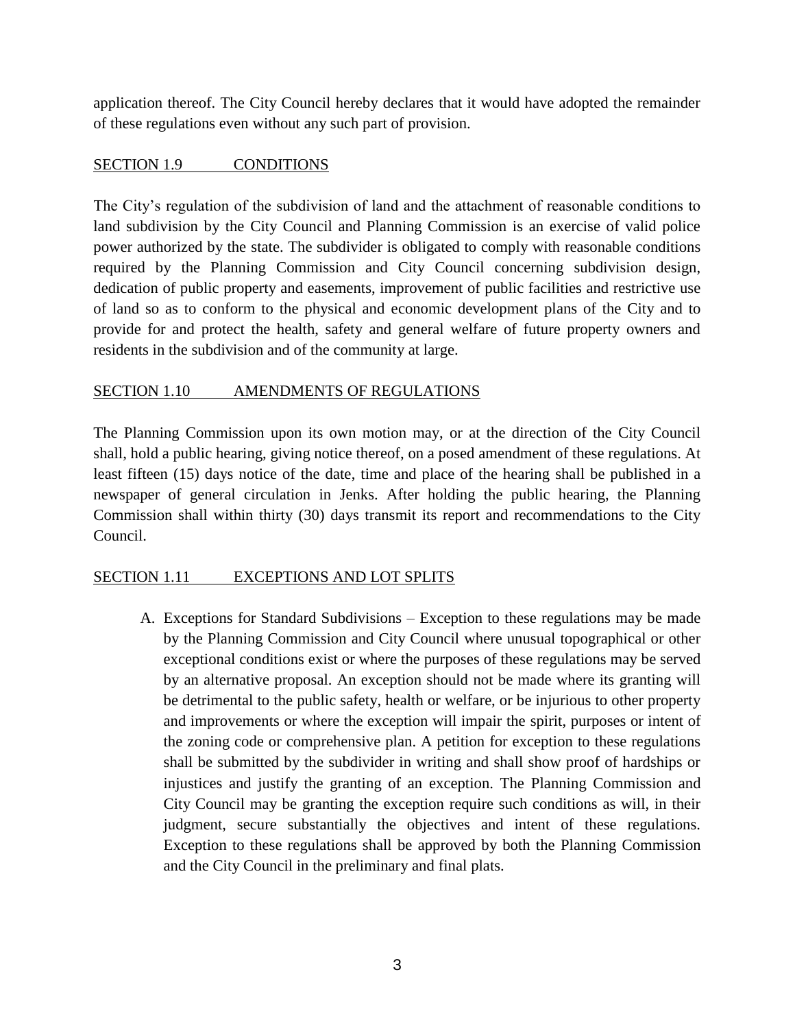application thereof. The City Council hereby declares that it would have adopted the remainder of these regulations even without any such part of provision.

## SECTION 1.9 CONDITIONS

The City's regulation of the subdivision of land and the attachment of reasonable conditions to land subdivision by the City Council and Planning Commission is an exercise of valid police power authorized by the state. The subdivider is obligated to comply with reasonable conditions required by the Planning Commission and City Council concerning subdivision design, dedication of public property and easements, improvement of public facilities and restrictive use of land so as to conform to the physical and economic development plans of the City and to provide for and protect the health, safety and general welfare of future property owners and residents in the subdivision and of the community at large.

## SECTION 1.10 AMENDMENTS OF REGULATIONS

The Planning Commission upon its own motion may, or at the direction of the City Council shall, hold a public hearing, giving notice thereof, on a posed amendment of these regulations. At least fifteen (15) days notice of the date, time and place of the hearing shall be published in a newspaper of general circulation in Jenks. After holding the public hearing, the Planning Commission shall within thirty (30) days transmit its report and recommendations to the City Council.

## SECTION 1.11 EXCEPTIONS AND LOT SPLITS

A. Exceptions for Standard Subdivisions – Exception to these regulations may be made by the Planning Commission and City Council where unusual topographical or other exceptional conditions exist or where the purposes of these regulations may be served by an alternative proposal. An exception should not be made where its granting will be detrimental to the public safety, health or welfare, or be injurious to other property and improvements or where the exception will impair the spirit, purposes or intent of the zoning code or comprehensive plan. A petition for exception to these regulations shall be submitted by the subdivider in writing and shall show proof of hardships or injustices and justify the granting of an exception. The Planning Commission and City Council may be granting the exception require such conditions as will, in their judgment, secure substantially the objectives and intent of these regulations. Exception to these regulations shall be approved by both the Planning Commission and the City Council in the preliminary and final plats.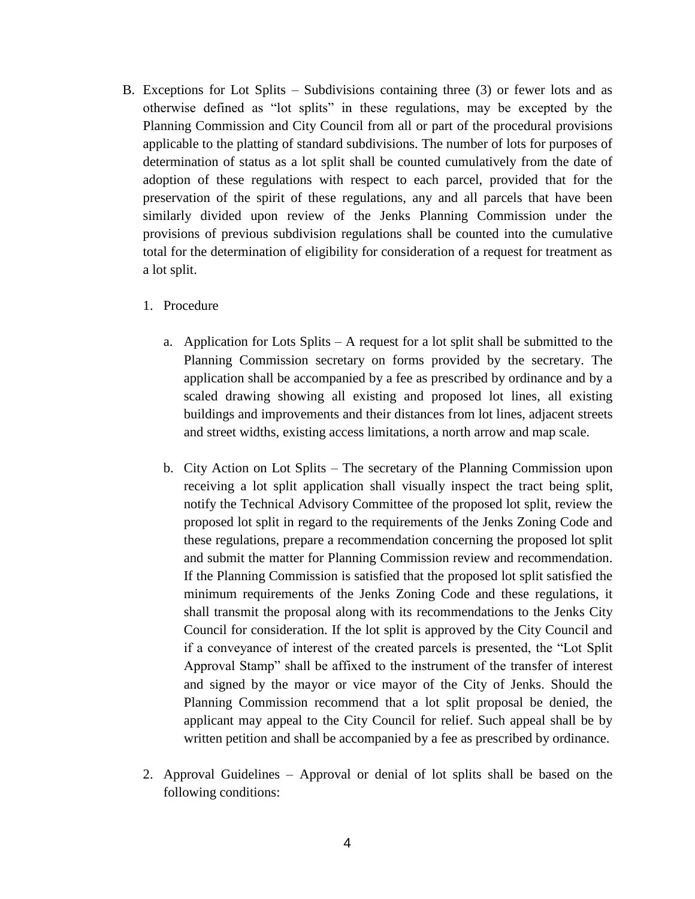B. Exceptions for Lot Splits – Subdivisions containing three (3) or fewer lots and as otherwise defined as "lot splits" in these regulations, may be excepted by the Planning Commission and City Council from all or part of the procedural provisions applicable to the platting of standard subdivisions. The number of lots for purposes of determination of status as a lot split shall be counted cumulatively from the date of adoption of these regulations with respect to each parcel, provided that for the preservation of the spirit of these regulations, any and all parcels that have been similarly divided upon review of the Jenks Planning Commission under the provisions of previous subdivision regulations shall be counted into the cumulative total for the determination of eligibility for consideration of a request for treatment as a lot split.

   1. Procedure

      a. Application for Lots Splits – A request for a lot split shall be submitted to the Planning Commission secretary on forms provided by the secretary. The application shall be accompanied by a fee as prescribed by ordinance and by a scaled drawing showing all existing and proposed lot lines, all existing buildings and improvements and their distances from lot lines, adjacent streets and street widths, existing access limitations, a north arrow and map scale.

      b. City Action on Lot Splits – The secretary of the Planning Commission upon receiving a lot split application shall visually inspect the tract being split, notify the Technical Advisory Committee of the proposed lot split, review the proposed lot split in regard to the requirements of the Jenks Zoning Code and these regulations, prepare a recommendation concerning the proposed lot split and submit the matter for Planning Commission review and recommendation. If the Planning Commission is satisfied that the proposed lot split satisfied the minimum requirements of the Jenks Zoning Code and these regulations, it shall transmit the proposal along with its recommendations to the Jenks City Council for consideration. If the lot split is approved by the City Council and if a conveyance of interest of the created parcels is presented, the "Lot Split Approval Stamp" shall be affixed to the instrument of the transfer of interest and signed by the mayor or vice mayor of the City of Jenks. Should the Planning Commission recommend that a lot split proposal be denied, the applicant may appeal to the City Council for relief. Such appeal shall be by written petition and shall be accompanied by a fee as prescribed by ordinance.

   2. Approval Guidelines – Approval or denial of lot splits shall be based on the following conditions: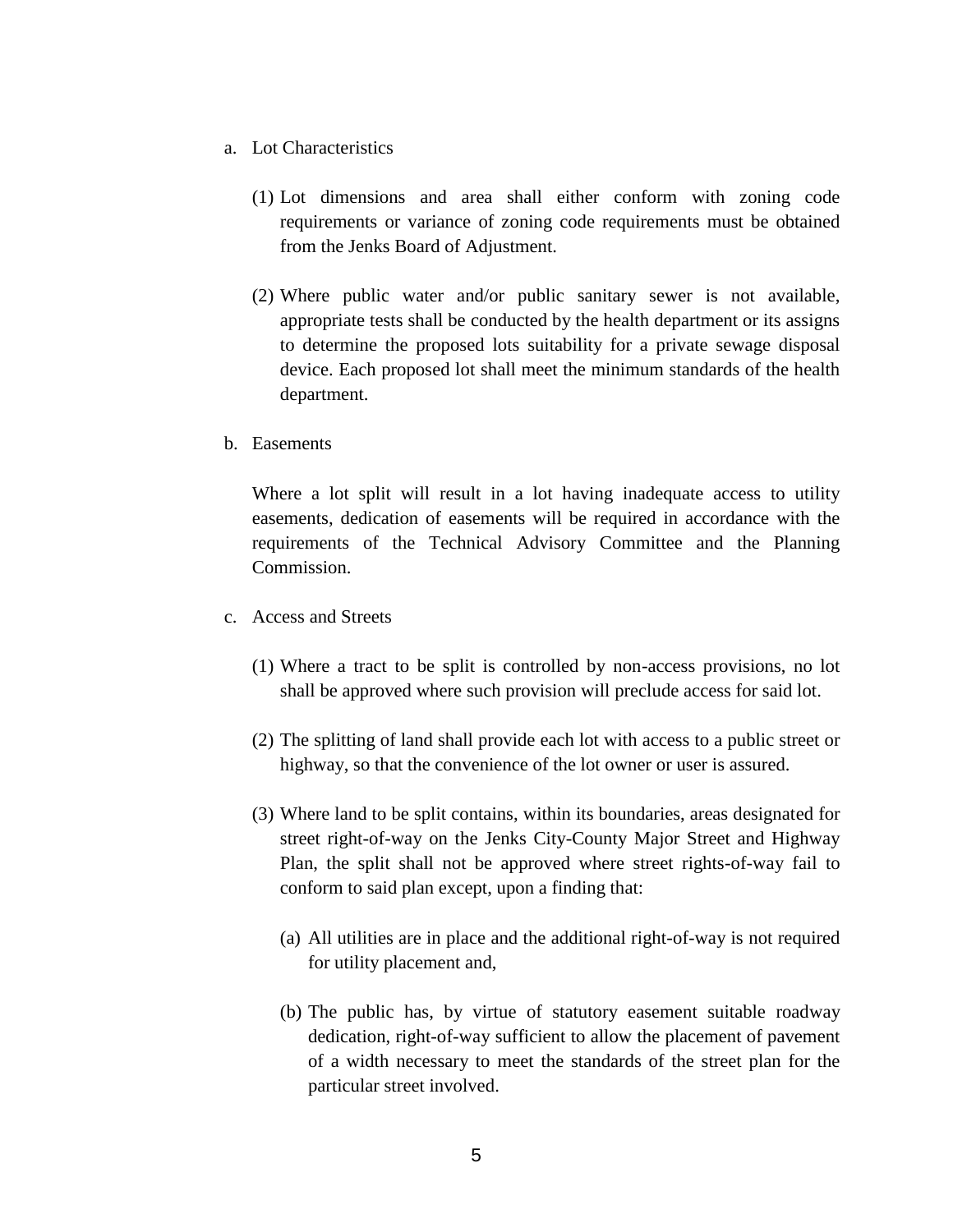a. Lot Characteristics

   (1) Lot dimensions and area shall either conform with zoning code requirements or variance of zoning code requirements must be obtained from the Jenks Board of Adjustment.

   (2) Where public water and/or public sanitary sewer is not available, appropriate tests shall be conducted by the health department or its assigns to determine the proposed lots suitability for a private sewage disposal device. Each proposed lot shall meet the minimum standards of the health department.

b. Easements

   Where a lot split will result in a lot having inadequate access to utility easements, dedication of easements will be required in accordance with the requirements of the Technical Advisory Committee and the Planning Commission.

c. Access and Streets

   (1) Where a tract to be split is controlled by non-access provisions, no lot shall be approved where such provision will preclude access for said lot.

   (2) The splitting of land shall provide each lot with access to a public street or highway, so that the convenience of the lot owner or user is assured.

   (3) Where land to be split contains, within its boundaries, areas designated for street right-of-way on the Jenks City-County Major Street and Highway Plan, the split shall not be approved where street rights-of-way fail to conform to said plan except, upon a finding that:

      (a) All utilities are in place and the additional right-of-way is not required for utility placement and,

      (b) The public has, by virtue of statutory easement suitable roadway dedication, right-of-way sufficient to allow the placement of pavement of a width necessary to meet the standards of the street plan for the particular street involved.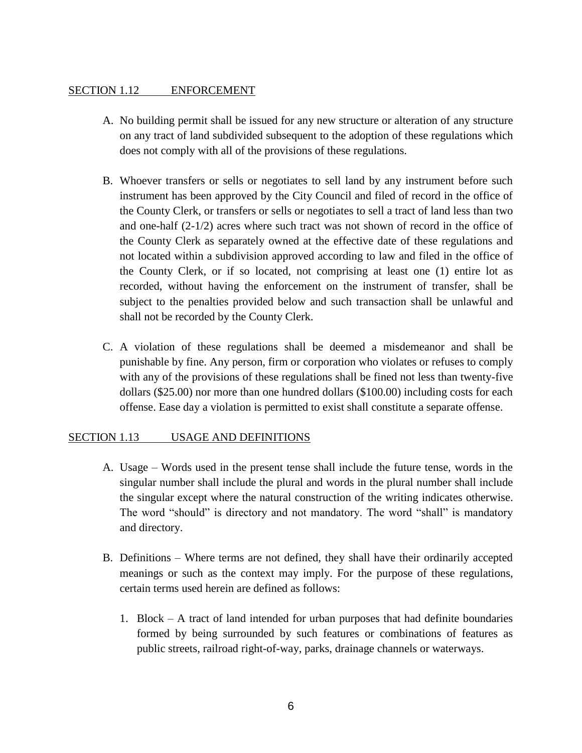## SECTION 1.12 ENFORCEMENT

A. No building permit shall be issued for any new structure or alteration of any structure on any tract of land subdivided subsequent to the adoption of these regulations which does not comply with all of the provisions of these regulations.

B. Whoever transfers or sells or negotiates to sell land by any instrument before such instrument has been approved by the City Council and filed of record in the office of the County Clerk, or transfers or sells or negotiates to sell a tract of land less than two and one-half (2-1/2) acres where such tract was not shown of record in the office of the County Clerk as separately owned at the effective date of these regulations and not located within a subdivision approved according to law and filed in the office of the County Clerk, or if so located, not comprising at least one (1) entire lot as recorded, without having the enforcement on the instrument of transfer, shall be subject to the penalties provided below and such transaction shall be unlawful and shall not be recorded by the County Clerk.

C. A violation of these regulations shall be deemed a misdemeanor and shall be punishable by fine. Any person, firm or corporation who violates or refuses to comply with any of the provisions of these regulations shall be fined not less than twenty-five dollars ($25.00) nor more than one hundred dollars ($100.00) including costs for each offense. Ease day a violation is permitted to exist shall constitute a separate offense.

## SECTION 1.13 USAGE AND DEFINITIONS

A. Usage – Words used in the present tense shall include the future tense, words in the singular number shall include the plural and words in the plural number shall include the singular except where the natural construction of the writing indicates otherwise. The word "should" is directory and not mandatory. The word "shall" is mandatory and directory.

B. Definitions – Where terms are not defined, they shall have their ordinarily accepted meanings or such as the context may imply. For the purpose of these regulations, certain terms used herein are defined as follows:

1. Block – A tract of land intended for urban purposes that had definite boundaries formed by being surrounded by such features or combinations of features as public streets, railroad right-of-way, parks, drainage channels or waterways.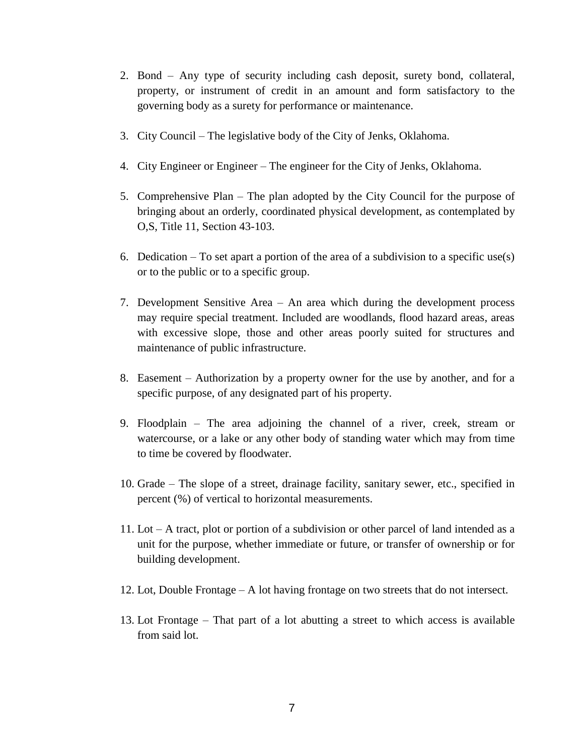2. Bond – Any type of security including cash deposit, surety bond, collateral, property, or instrument of credit in an amount and form satisfactory to the governing body as a surety for performance or maintenance.

3. City Council – The legislative body of the City of Jenks, Oklahoma.

4. City Engineer or Engineer – The engineer for the City of Jenks, Oklahoma.

5. Comprehensive Plan – The plan adopted by the City Council for the purpose of bringing about an orderly, coordinated physical development, as contemplated by O,S, Title 11, Section 43-103.

6. Dedication – To set apart a portion of the area of a subdivision to a specific use(s) or to the public or to a specific group.

7. Development Sensitive Area – An area which during the development process may require special treatment. Included are woodlands, flood hazard areas, areas with excessive slope, those and other areas poorly suited for structures and maintenance of public infrastructure.

8. Easement – Authorization by a property owner for the use by another, and for a specific purpose, of any designated part of his property.

9. Floodplain – The area adjoining the channel of a river, creek, stream or watercourse, or a lake or any other body of standing water which may from time to time be covered by floodwater.

10. Grade – The slope of a street, drainage facility, sanitary sewer, etc., specified in percent (%) of vertical to horizontal measurements.

11. Lot – A tract, plot or portion of a subdivision or other parcel of land intended as a unit for the purpose, whether immediate or future, or transfer of ownership or for building development.

12. Lot, Double Frontage – A lot having frontage on two streets that do not intersect.

13. Lot Frontage – That part of a lot abutting a street to which access is available from said lot.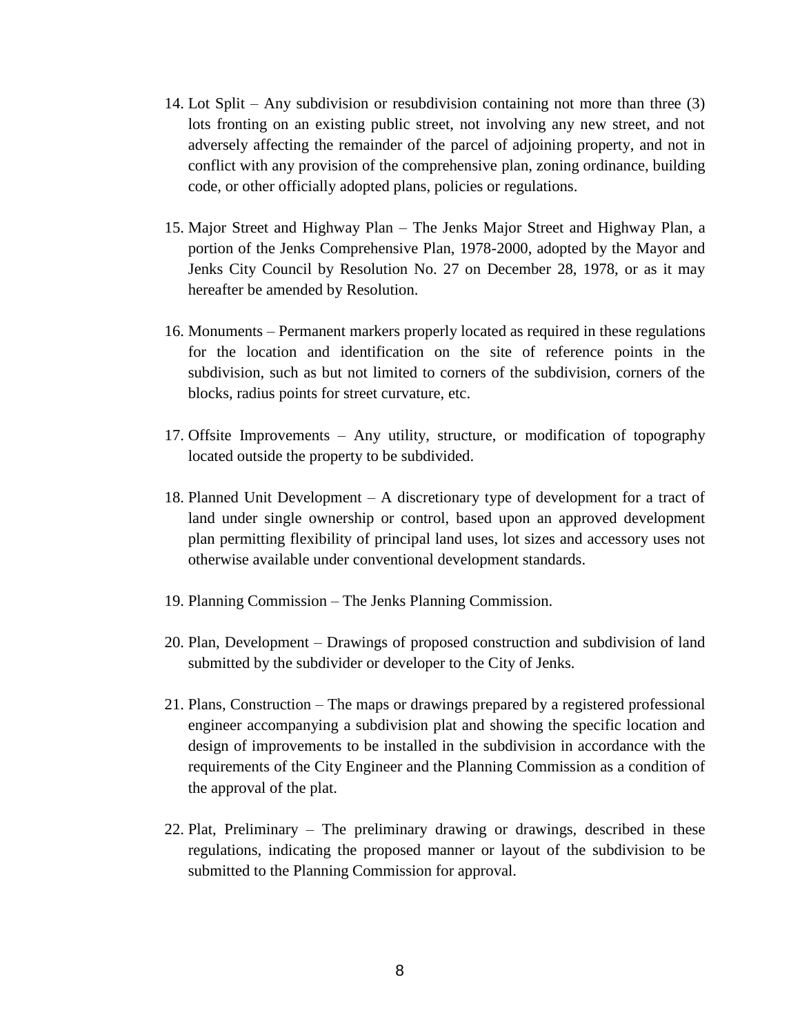14. Lot Split – Any subdivision or resubdivision containing not more than three (3) lots fronting on an existing public street, not involving any new street, and not adversely affecting the remainder of the parcel of adjoining property, and not in conflict with any provision of the comprehensive plan, zoning ordinance, building code, or other officially adopted plans, policies or regulations.

15. Major Street and Highway Plan – The Jenks Major Street and Highway Plan, a portion of the Jenks Comprehensive Plan, 1978-2000, adopted by the Mayor and Jenks City Council by Resolution No. 27 on December 28, 1978, or as it may hereafter be amended by Resolution.

16. Monuments – Permanent markers properly located as required in these regulations for the location and identification on the site of reference points in the subdivision, such as but not limited to corners of the subdivision, corners of the blocks, radius points for street curvature, etc.

17. Offsite Improvements – Any utility, structure, or modification of topography located outside the property to be subdivided.

18. Planned Unit Development – A discretionary type of development for a tract of land under single ownership or control, based upon an approved development plan permitting flexibility of principal land uses, lot sizes and accessory uses not otherwise available under conventional development standards.

19. Planning Commission – The Jenks Planning Commission.

20. Plan, Development – Drawings of proposed construction and subdivision of land submitted by the subdivider or developer to the City of Jenks.

21. Plans, Construction – The maps or drawings prepared by a registered professional engineer accompanying a subdivision plat and showing the specific location and design of improvements to be installed in the subdivision in accordance with the requirements of the City Engineer and the Planning Commission as a condition of the approval of the plat.

22. Plat, Preliminary – The preliminary drawing or drawings, described in these regulations, indicating the proposed manner or layout of the subdivision to be submitted to the Planning Commission for approval.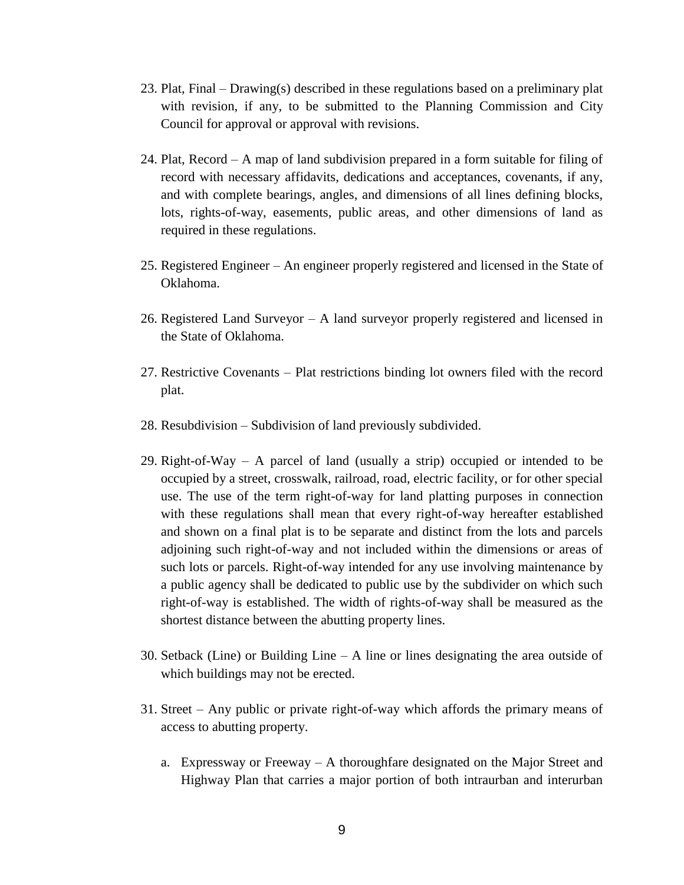23. Plat, Final – Drawing(s) described in these regulations based on a preliminary plat with revision, if any, to be submitted to the Planning Commission and City Council for approval or approval with revisions.

24. Plat, Record – A map of land subdivision prepared in a form suitable for filing of record with necessary affidavits, dedications and acceptances, covenants, if any, and with complete bearings, angles, and dimensions of all lines defining blocks, lots, rights-of-way, easements, public areas, and other dimensions of land as required in these regulations.

25. Registered Engineer – An engineer properly registered and licensed in the State of Oklahoma.

26. Registered Land Surveyor – A land surveyor properly registered and licensed in the State of Oklahoma.

27. Restrictive Covenants – Plat restrictions binding lot owners filed with the record plat.

28. Resubdivision – Subdivision of land previously subdivided.

29. Right-of-Way – A parcel of land (usually a strip) occupied or intended to be occupied by a street, crosswalk, railroad, road, electric facility, or for other special use. The use of the term right-of-way for land platting purposes in connection with these regulations shall mean that every right-of-way hereafter established and shown on a final plat is to be separate and distinct from the lots and parcels adjoining such right-of-way and not included within the dimensions or areas of such lots or parcels. Right-of-way intended for any use involving maintenance by a public agency shall be dedicated to public use by the subdivider on which such right-of-way is established. The width of rights-of-way shall be measured as the shortest distance between the abutting property lines.

30. Setback (Line) or Building Line – A line or lines designating the area outside of which buildings may not be erected.

31. Street – Any public or private right-of-way which affords the primary means of access to abutting property.

    a. Expressway or Freeway – A thoroughfare designated on the Major Street and Highway Plan that carries a major portion of both intraurban and interurban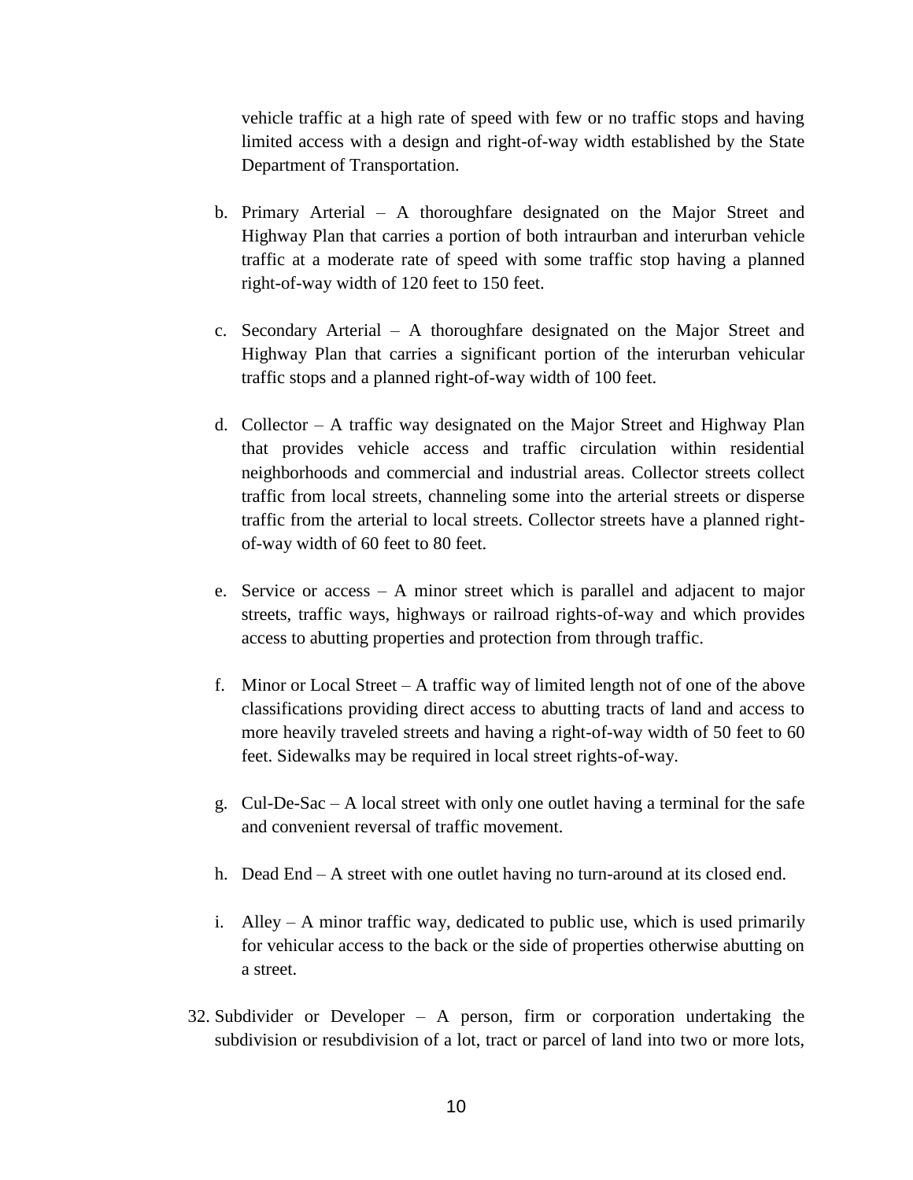vehicle traffic at a high rate of speed with few or no traffic stops and having limited access with a design and right-of-way width established by the State Department of Transportation.

b. Primary Arterial – A thoroughfare designated on the Major Street and Highway Plan that carries a portion of both intraurban and interurban vehicle traffic at a moderate rate of speed with some traffic stop having a planned right-of-way width of 120 feet to 150 feet.

c. Secondary Arterial – A thoroughfare designated on the Major Street and Highway Plan that carries a significant portion of the interurban vehicular traffic stops and a planned right-of-way width of 100 feet.

d. Collector – A traffic way designated on the Major Street and Highway Plan that provides vehicle access and traffic circulation within residential neighborhoods and commercial and industrial areas. Collector streets collect traffic from local streets, channeling some into the arterial streets or disperse traffic from the arterial to local streets. Collector streets have a planned right-of-way width of 60 feet to 80 feet.

e. Service or access – A minor street which is parallel and adjacent to major streets, traffic ways, highways or railroad rights-of-way and which provides access to abutting properties and protection from through traffic.

f. Minor or Local Street – A traffic way of limited length not of one of the above classifications providing direct access to abutting tracts of land and access to more heavily traveled streets and having a right-of-way width of 50 feet to 60 feet. Sidewalks may be required in local street rights-of-way.

g. Cul-De-Sac – A local street with only one outlet having a terminal for the safe and convenient reversal of traffic movement.

h. Dead End – A street with one outlet having no turn-around at its closed end.

i. Alley – A minor traffic way, dedicated to public use, which is used primarily for vehicular access to the back or the side of properties otherwise abutting on a street.

32. Subdivider or Developer – A person, firm or corporation undertaking the subdivision or resubdivision of a lot, tract or parcel of land into two or more lots,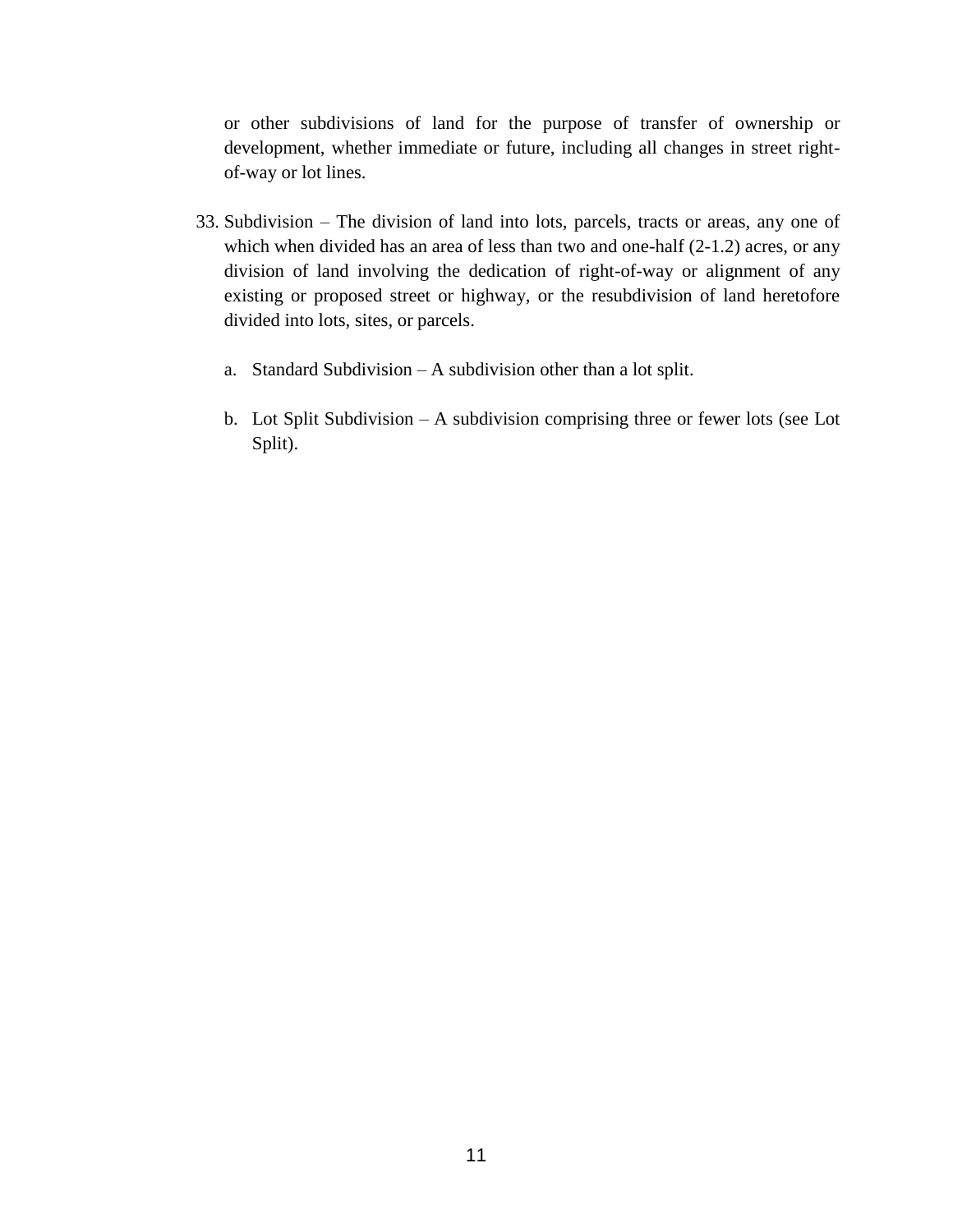or other subdivisions of land for the purpose of transfer of ownership or development, whether immediate or future, including all changes in street right-of-way or lot lines.

33. Subdivision – The division of land into lots, parcels, tracts or areas, any one of which when divided has an area of less than two and one-half (2-1.2) acres, or any division of land involving the dedication of right-of-way or alignment of any existing or proposed street or highway, or the resubdivision of land heretofore divided into lots, sites, or parcels.

    a. Standard Subdivision – A subdivision other than a lot split.

    b. Lot Split Subdivision – A subdivision comprising three or fewer lots (see Lot Split).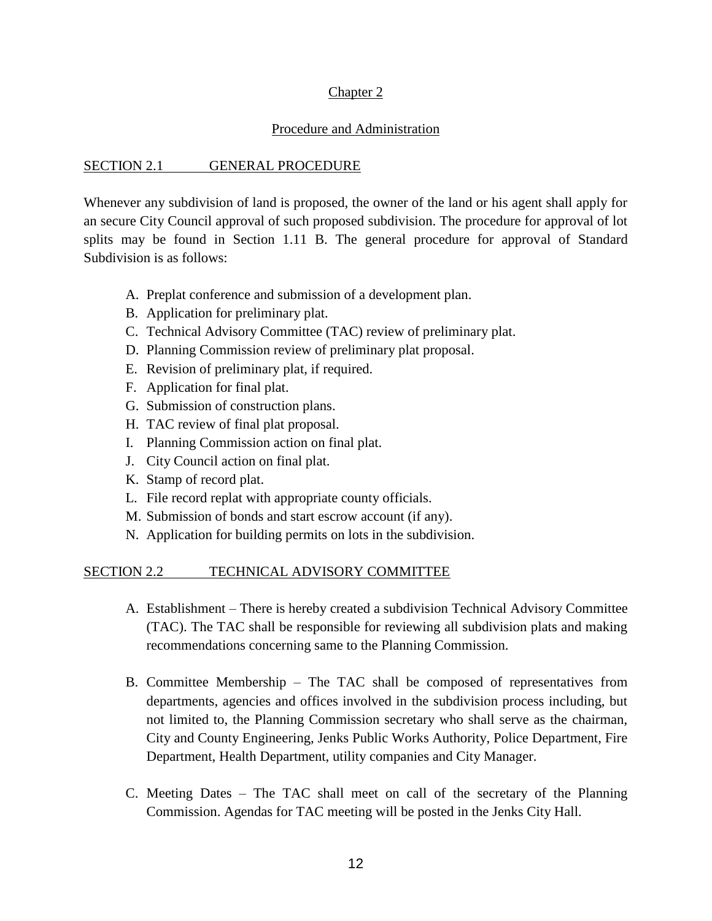# Chapter 2

## Procedure and Administration

### SECTION 2.1 GENERAL PROCEDURE

Whenever any subdivision of land is proposed, the owner of the land or his agent shall apply for an secure City Council approval of such proposed subdivision. The procedure for approval of lot splits may be found in Section 1.11 B. The general procedure for approval of Standard Subdivision is as follows:

A. Preplat conference and submission of a development plan.
B. Application for preliminary plat.
C. Technical Advisory Committee (TAC) review of preliminary plat.
D. Planning Commission review of preliminary plat proposal.
E. Revision of preliminary plat, if required.
F. Application for final plat.
G. Submission of construction plans.
H. TAC review of final plat proposal.
I. Planning Commission action on final plat.
J. City Council action on final plat.
K. Stamp of record plat.
L. File record replat with appropriate county officials.
M. Submission of bonds and start escrow account (if any).
N. Application for building permits on lots in the subdivision.

### SECTION 2.2 TECHNICAL ADVISORY COMMITTEE

A. Establishment – There is hereby created a subdivision Technical Advisory Committee (TAC). The TAC shall be responsible for reviewing all subdivision plats and making recommendations concerning same to the Planning Commission.

B. Committee Membership – The TAC shall be composed of representatives from departments, agencies and offices involved in the subdivision process including, but not limited to, the Planning Commission secretary who shall serve as the chairman, City and County Engineering, Jenks Public Works Authority, Police Department, Fire Department, Health Department, utility companies and City Manager.

C. Meeting Dates – The TAC shall meet on call of the secretary of the Planning Commission. Agendas for TAC meeting will be posted in the Jenks City Hall.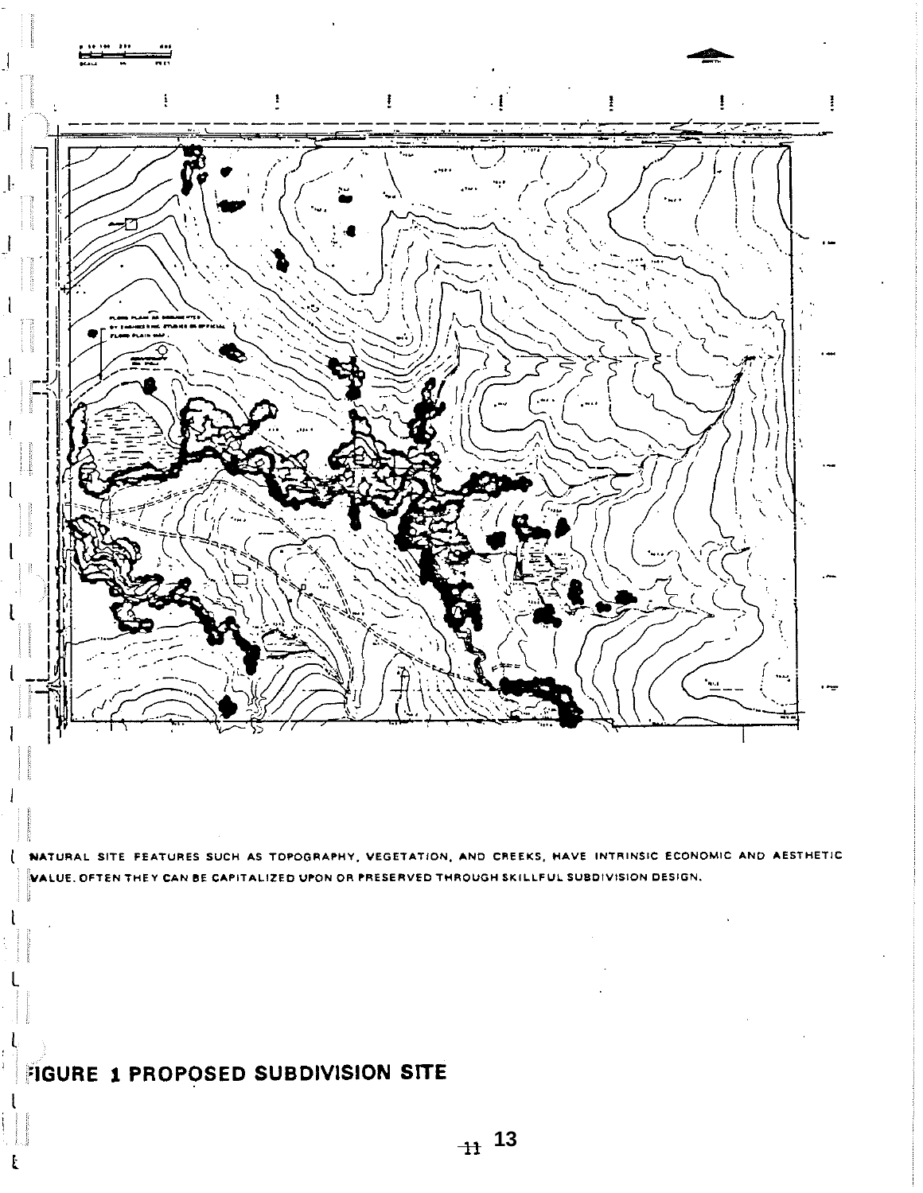NATURAL SITE FEATURES SUCH AS TOPOGRAPHY, VEGETATION, AND CREEKS, HAVE INTRINSIC ECONOMIC AND AESTHETIC VALUE. OFTEN THEY CAN BE CAPITALIZED UPON OR PRESERVED THROUGH SKILLFUL SUBDIVISION DESIGN.

**FIGURE 1 PROPOSED SUBDIVISION SITE**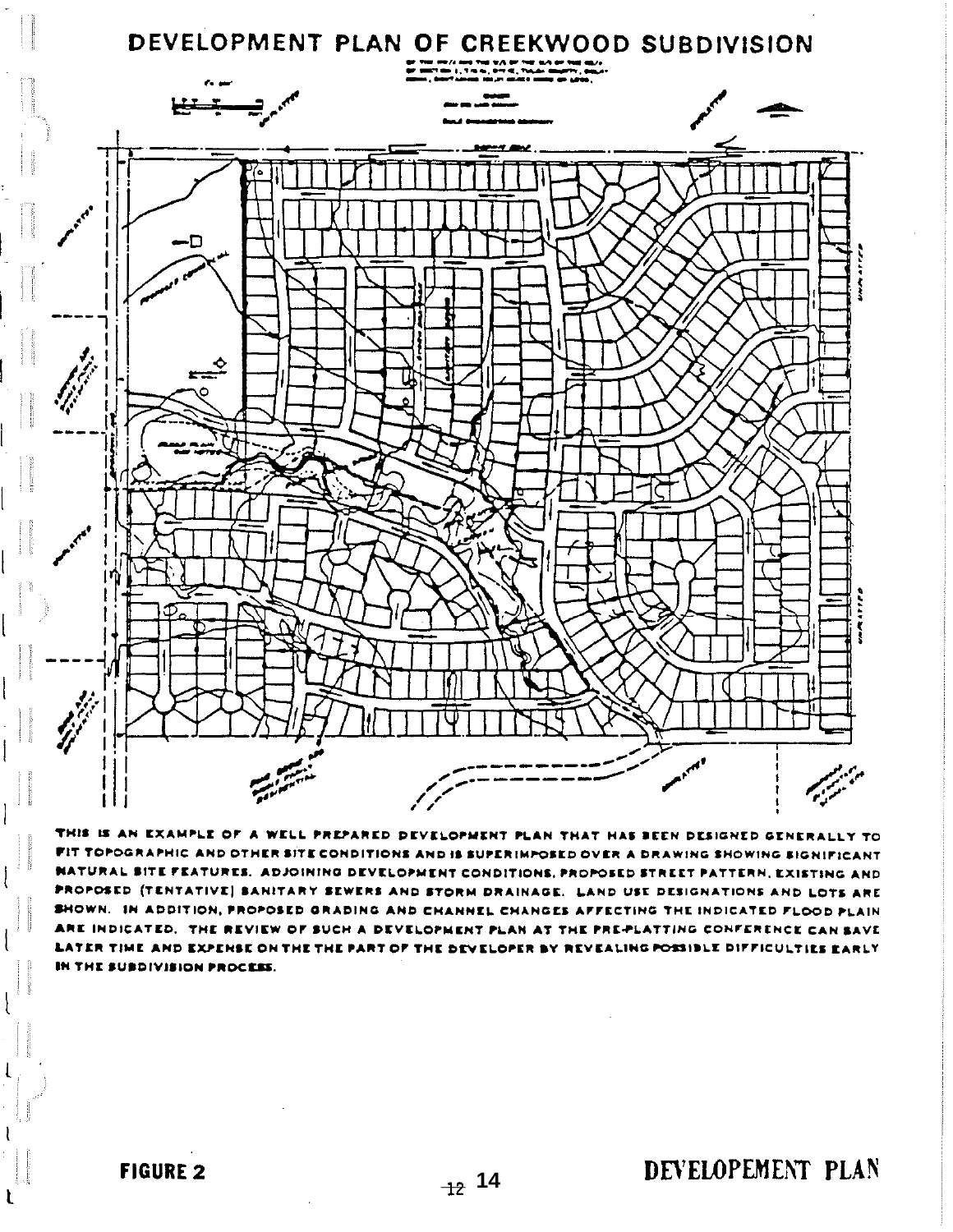# DEVELOPMENT PLAN OF CREEKWOOD SUBDIVISION

THIS IS AN EXAMPLE OF A WELL PREPARED DEVELOPMENT PLAN THAT HAS BEEN DESIGNED GENERALLY TO FIT TOPOGRAPHIC AND OTHER SITE CONDITIONS AND IS SUPERIMPOSED OVER A DRAWING SHOWING SIGNIFICANT NATURAL SITE FEATURES. ADJOINING DEVELOPMENT CONDITIONS, PROPOSED STREET PATTERN, EXISTING AND PROPOSED (TENTATIVE) SANITARY SEWERS AND STORM DRAINAGE. LAND USE DESIGNATIONS AND LOTS ARE SHOWN. IN ADDITION, PROPOSED GRADING AND CHANNEL CHANGES AFFECTING THE INDICATED FLOOD PLAIN ARE INDICATED. THE REVIEW OF SUCH A DEVELOPMENT PLAN AT THE PRE-PLATTING CONFERENCE CAN SAVE LATER TIME AND EXPENSE ON THE THE PART OF THE DEVELOPER BY REVEALING POSSIBLE DIFFICULTIES EARLY IN THE SUBDIVISION PROCESS.

**FIGURE 2** — **DEVELOPEMENT PLAN**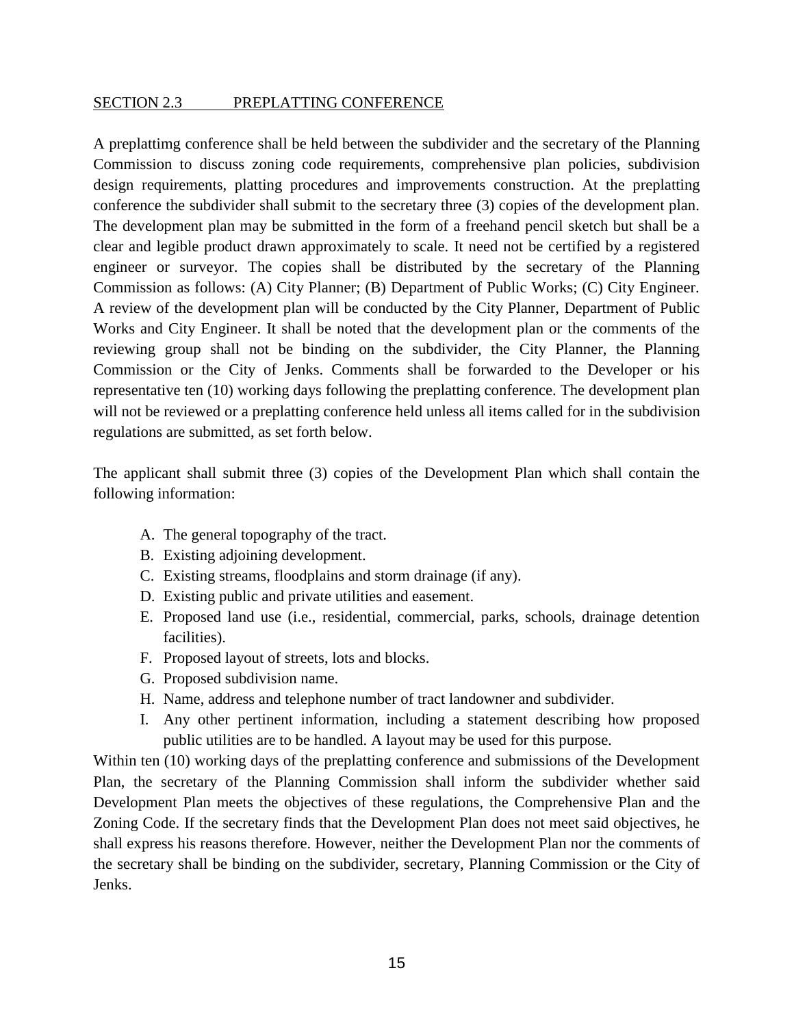## SECTION 2.3 PREPLATTING CONFERENCE

A preplattimg conference shall be held between the subdivider and the secretary of the Planning Commission to discuss zoning code requirements, comprehensive plan policies, subdivision design requirements, platting procedures and improvements construction. At the preplatting conference the subdivider shall submit to the secretary three (3) copies of the development plan. The development plan may be submitted in the form of a freehand pencil sketch but shall be a clear and legible product drawn approximately to scale. It need not be certified by a registered engineer or surveyor. The copies shall be distributed by the secretary of the Planning Commission as follows: (A) City Planner; (B) Department of Public Works; (C) City Engineer. A review of the development plan will be conducted by the City Planner, Department of Public Works and City Engineer. It shall be noted that the development plan or the comments of the reviewing group shall not be binding on the subdivider, the City Planner, the Planning Commission or the City of Jenks. Comments shall be forwarded to the Developer or his representative ten (10) working days following the preplatting conference. The development plan will not be reviewed or a preplatting conference held unless all items called for in the subdivision regulations are submitted, as set forth below.

The applicant shall submit three (3) copies of the Development Plan which shall contain the following information:

A. The general topography of the tract.
B. Existing adjoining development.
C. Existing streams, floodplains and storm drainage (if any).
D. Existing public and private utilities and easement.
E. Proposed land use (i.e., residential, commercial, parks, schools, drainage detention facilities).
F. Proposed layout of streets, lots and blocks.
G. Proposed subdivision name.
H. Name, address and telephone number of tract landowner and subdivider.
I. Any other pertinent information, including a statement describing how proposed public utilities are to be handled. A layout may be used for this purpose.

Within ten (10) working days of the preplatting conference and submissions of the Development Plan, the secretary of the Planning Commission shall inform the subdivider whether said Development Plan meets the objectives of these regulations, the Comprehensive Plan and the Zoning Code. If the secretary finds that the Development Plan does not meet said objectives, he shall express his reasons therefore. However, neither the Development Plan nor the comments of the secretary shall be binding on the subdivider, secretary, Planning Commission or the City of Jenks.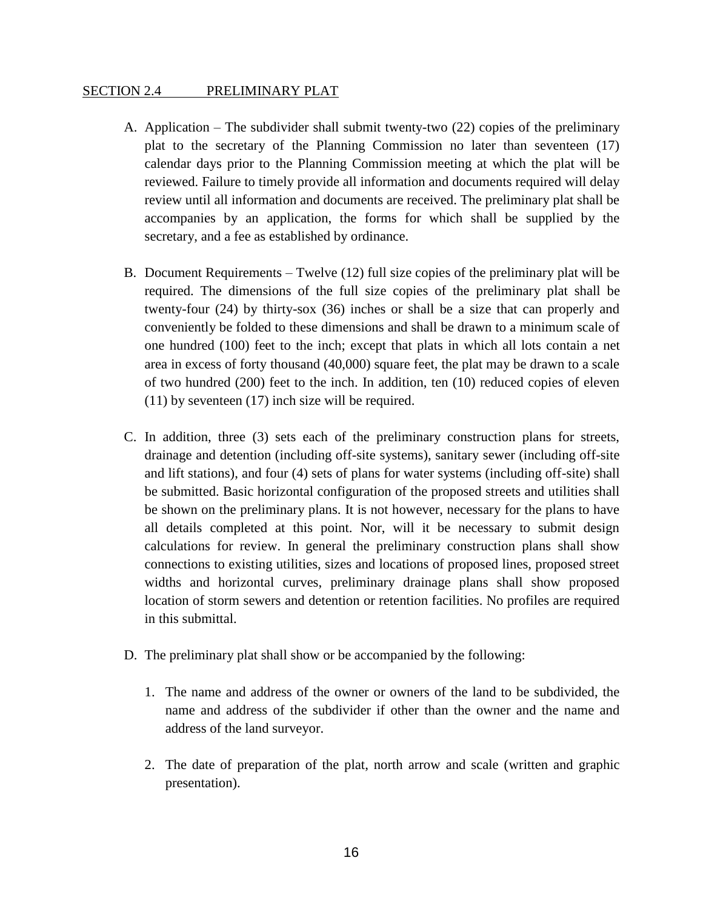## SECTION 2.4 PRELIMINARY PLAT

A. Application – The subdivider shall submit twenty-two (22) copies of the preliminary plat to the secretary of the Planning Commission no later than seventeen (17) calendar days prior to the Planning Commission meeting at which the plat will be reviewed. Failure to timely provide all information and documents required will delay review until all information and documents are received. The preliminary plat shall be accompanies by an application, the forms for which shall be supplied by the secretary, and a fee as established by ordinance.

B. Document Requirements – Twelve (12) full size copies of the preliminary plat will be required. The dimensions of the full size copies of the preliminary plat shall be twenty-four (24) by thirty-sox (36) inches or shall be a size that can properly and conveniently be folded to these dimensions and shall be drawn to a minimum scale of one hundred (100) feet to the inch; except that plats in which all lots contain a net area in excess of forty thousand (40,000) square feet, the plat may be drawn to a scale of two hundred (200) feet to the inch. In addition, ten (10) reduced copies of eleven (11) by seventeen (17) inch size will be required.

C. In addition, three (3) sets each of the preliminary construction plans for streets, drainage and detention (including off-site systems), sanitary sewer (including off-site and lift stations), and four (4) sets of plans for water systems (including off-site) shall be submitted. Basic horizontal configuration of the proposed streets and utilities shall be shown on the preliminary plans. It is not however, necessary for the plans to have all details completed at this point. Nor, will it be necessary to submit design calculations for review. In general the preliminary construction plans shall show connections to existing utilities, sizes and locations of proposed lines, proposed street widths and horizontal curves, preliminary drainage plans shall show proposed location of storm sewers and detention or retention facilities. No profiles are required in this submittal.

D. The preliminary plat shall show or be accompanied by the following:

   1. The name and address of the owner or owners of the land to be subdivided, the name and address of the subdivider if other than the owner and the name and address of the land surveyor.

   2. The date of preparation of the plat, north arrow and scale (written and graphic presentation).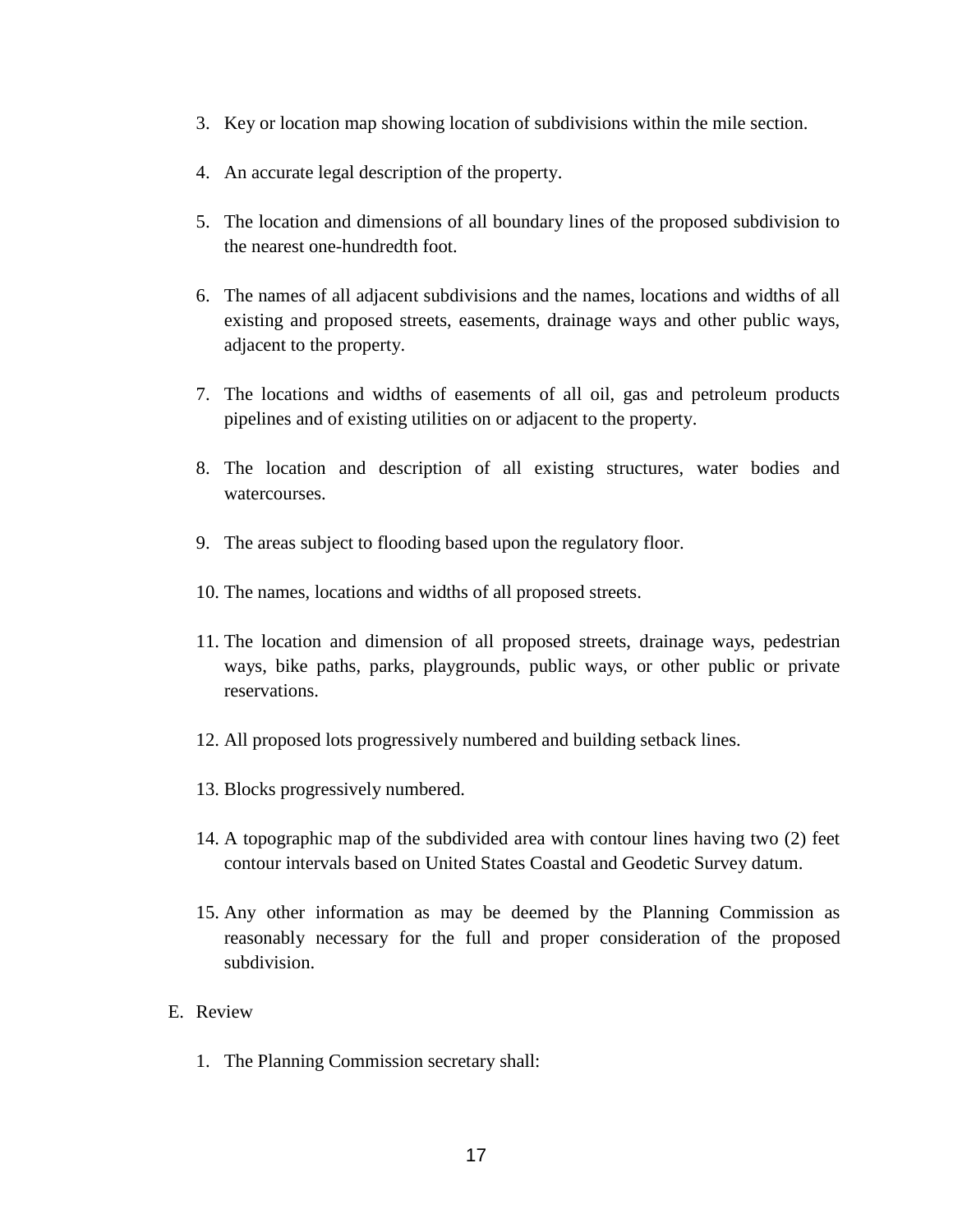3. Key or location map showing location of subdivisions within the mile section.

4. An accurate legal description of the property.

5. The location and dimensions of all boundary lines of the proposed subdivision to the nearest one-hundredth foot.

6. The names of all adjacent subdivisions and the names, locations and widths of all existing and proposed streets, easements, drainage ways and other public ways, adjacent to the property.

7. The locations and widths of easements of all oil, gas and petroleum products pipelines and of existing utilities on or adjacent to the property.

8. The location and description of all existing structures, water bodies and watercourses.

9. The areas subject to flooding based upon the regulatory floor.

10. The names, locations and widths of all proposed streets.

11. The location and dimension of all proposed streets, drainage ways, pedestrian ways, bike paths, parks, playgrounds, public ways, or other public or private reservations.

12. All proposed lots progressively numbered and building setback lines.

13. Blocks progressively numbered.

14. A topographic map of the subdivided area with contour lines having two (2) feet contour intervals based on United States Coastal and Geodetic Survey datum.

15. Any other information as may be deemed by the Planning Commission as reasonably necessary for the full and proper consideration of the proposed subdivision.

E. Review

1. The Planning Commission secretary shall: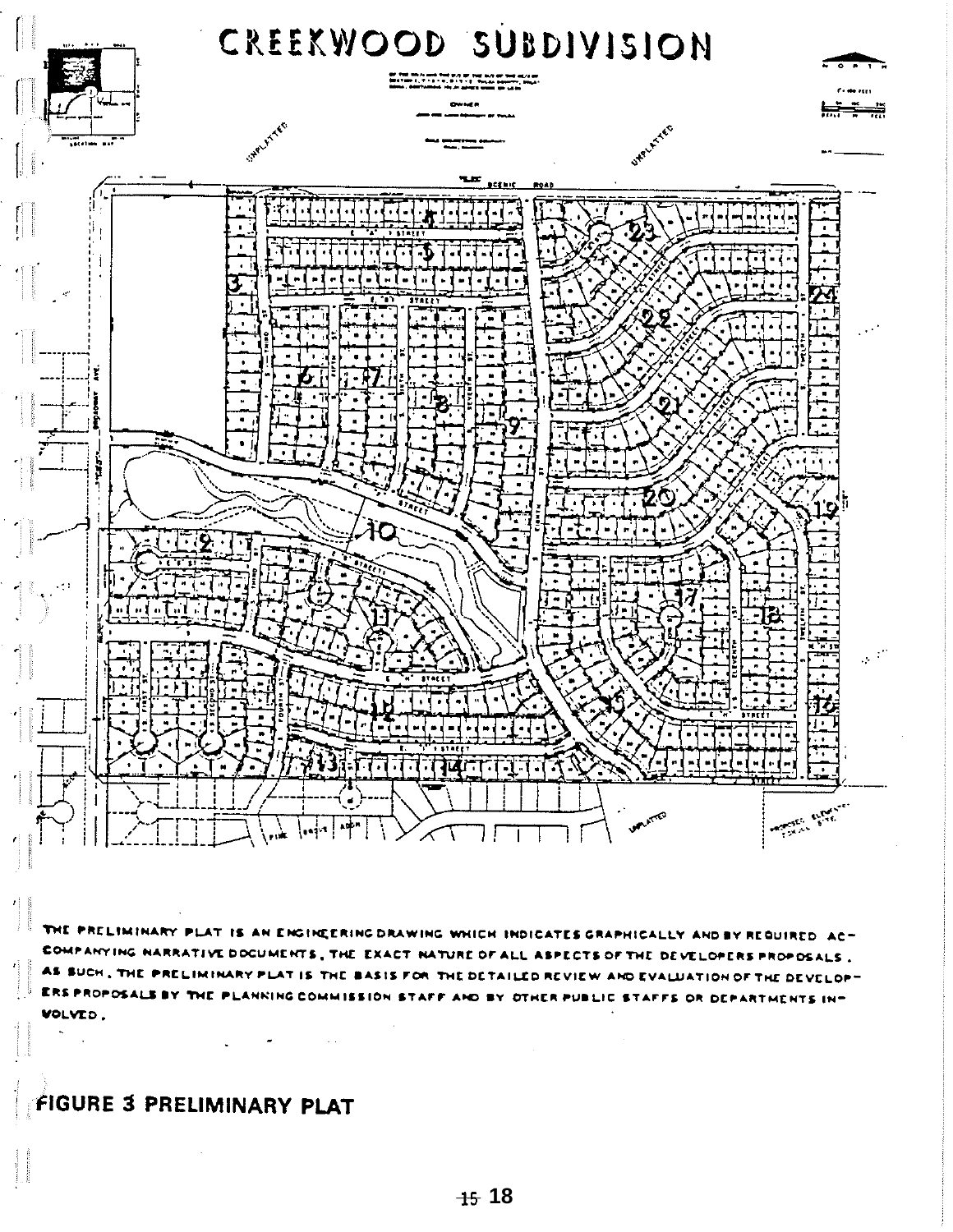# CREEKWOOD SUBDIVISION

THE PRELIMINARY PLAT IS AN ENGINEERING DRAWING WHICH INDICATES GRAPHICALLY AND BY REQUIRED ACCOMPANYING NARRATIVE DOCUMENTS, THE EXACT NATURE OF ALL ASPECTS OF THE DEVELOPERS PROPOSALS. AS SUCH, THE PRELIMINARY PLAT IS THE BASIS FOR THE DETAILED REVIEW AND EVALUATION OF THE DEVELOPERS PROPOSALS BY THE PLANNING COMMISSION STAFF AND BY OTHER PUBLIC STAFFS OR DEPARTMENTS INVOLVED.

## FIGURE 3 PRELIMINARY PLAT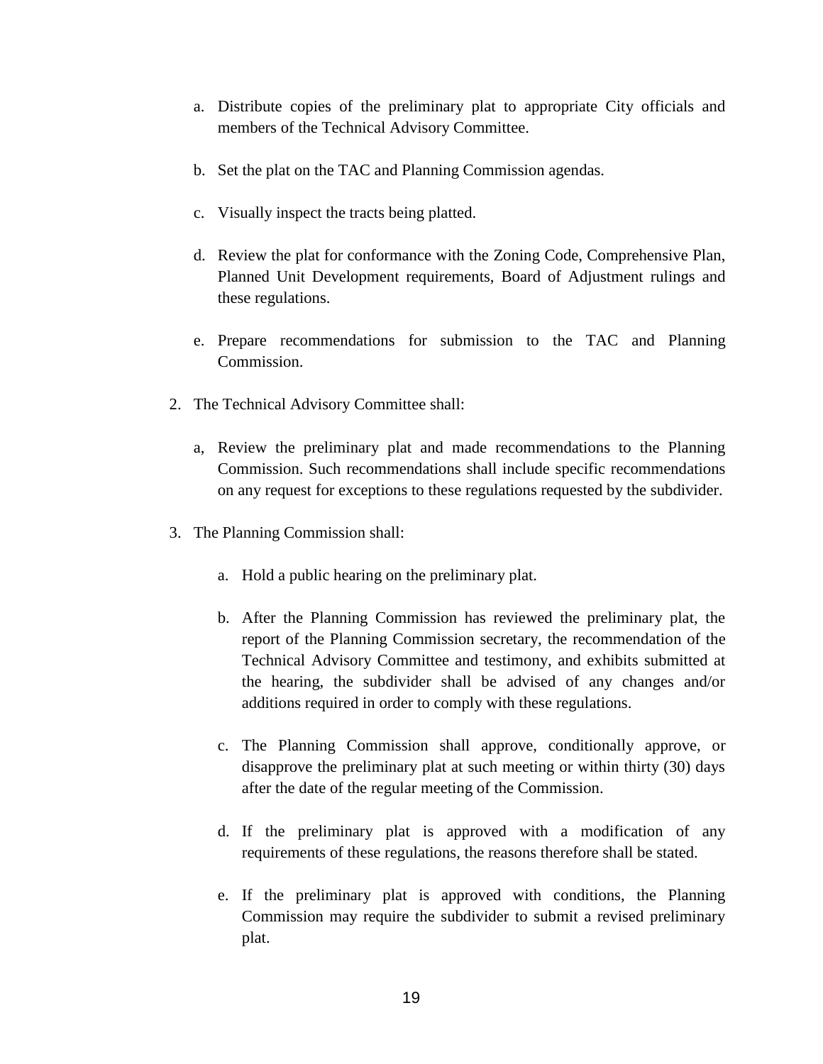a. Distribute copies of the preliminary plat to appropriate City officials and members of the Technical Advisory Committee.

b. Set the plat on the TAC and Planning Commission agendas.

c. Visually inspect the tracts being platted.

d. Review the plat for conformance with the Zoning Code, Comprehensive Plan, Planned Unit Development requirements, Board of Adjustment rulings and these regulations.

e. Prepare recommendations for submission to the TAC and Planning Commission.

2. The Technical Advisory Committee shall:

   a, Review the preliminary plat and made recommendations to the Planning Commission. Such recommendations shall include specific recommendations on any request for exceptions to these regulations requested by the subdivider.

3. The Planning Commission shall:

   a. Hold a public hearing on the preliminary plat.

   b. After the Planning Commission has reviewed the preliminary plat, the report of the Planning Commission secretary, the recommendation of the Technical Advisory Committee and testimony, and exhibits submitted at the hearing, the subdivider shall be advised of any changes and/or additions required in order to comply with these regulations.

   c. The Planning Commission shall approve, conditionally approve, or disapprove the preliminary plat at such meeting or within thirty (30) days after the date of the regular meeting of the Commission.

   d. If the preliminary plat is approved with a modification of any requirements of these regulations, the reasons therefore shall be stated.

   e. If the preliminary plat is approved with conditions, the Planning Commission may require the subdivider to submit a revised preliminary plat.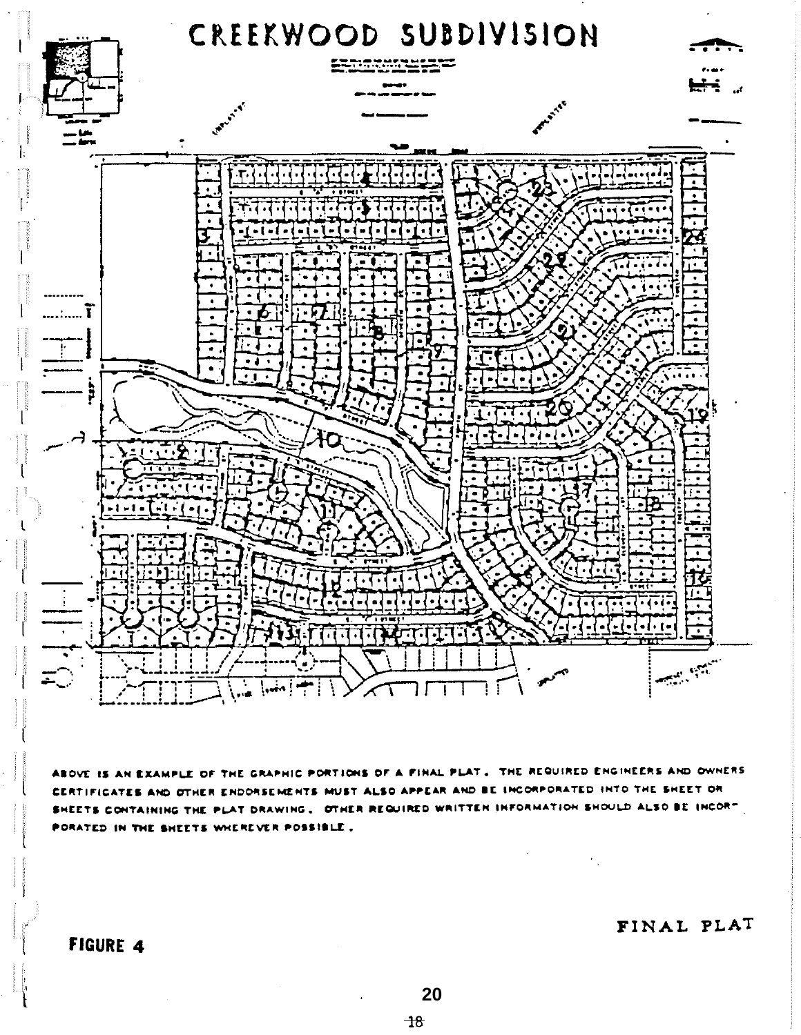# CREEKWOOD SUBDIVISION

ABOVE IS AN EXAMPLE OF THE GRAPHIC PORTIONS OF A FINAL PLAT. THE REQUIRED ENGINEERS AND OWNERS CERTIFICATES AND OTHER ENDORSEMENTS MUST ALSO APPEAR AND BE INCORPORATED INTO THE SHEET OR SHEETS CONTAINING THE PLAT DRAWING. OTHER REQUIRED WRITTEN INFORMATION SHOULD ALSO BE INCORPORATED IN THE SHEETS WHEREVER POSSIBLE.

FINAL PLAT

**FIGURE 4**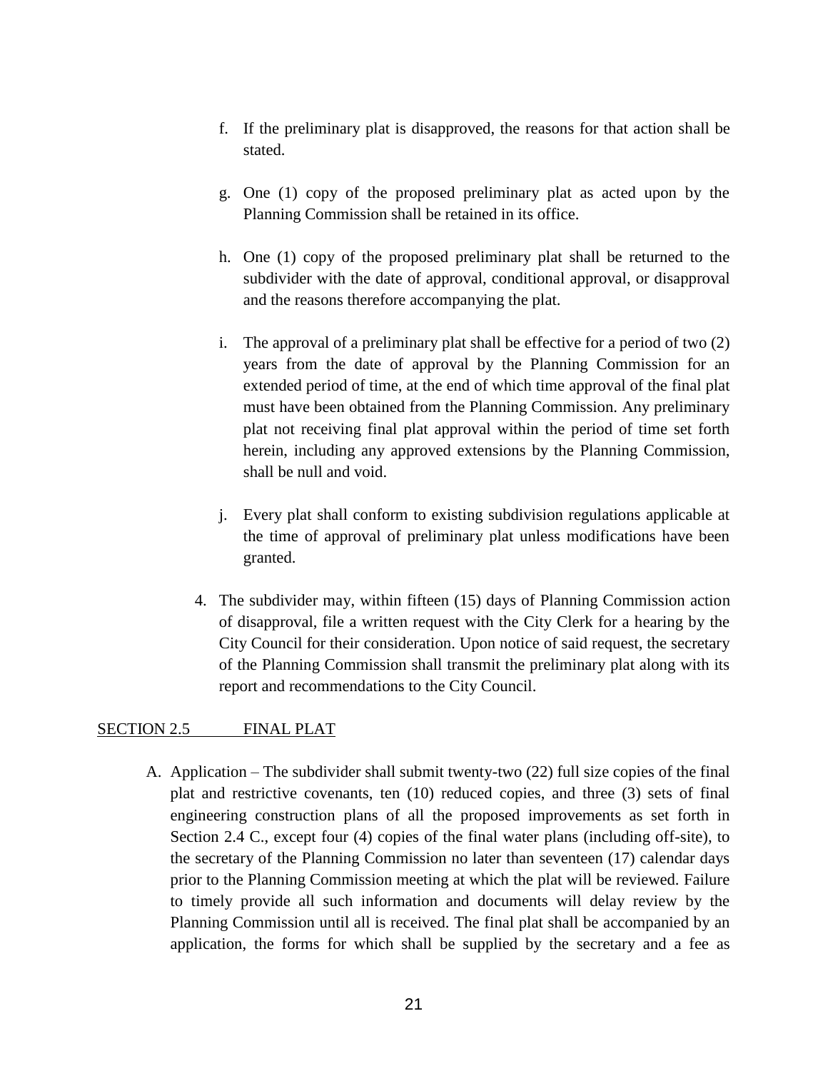f. If the preliminary plat is disapproved, the reasons for that action shall be stated.

g. One (1) copy of the proposed preliminary plat as acted upon by the Planning Commission shall be retained in its office.

h. One (1) copy of the proposed preliminary plat shall be returned to the subdivider with the date of approval, conditional approval, or disapproval and the reasons therefore accompanying the plat.

i. The approval of a preliminary plat shall be effective for a period of two (2) years from the date of approval by the Planning Commission for an extended period of time, at the end of which time approval of the final plat must have been obtained from the Planning Commission. Any preliminary plat not receiving final plat approval within the period of time set forth herein, including any approved extensions by the Planning Commission, shall be null and void.

j. Every plat shall conform to existing subdivision regulations applicable at the time of approval of preliminary plat unless modifications have been granted.

4. The subdivider may, within fifteen (15) days of Planning Commission action of disapproval, file a written request with the City Clerk for a hearing by the City Council for their consideration. Upon notice of said request, the secretary of the Planning Commission shall transmit the preliminary plat along with its report and recommendations to the City Council.

## SECTION 2.5 FINAL PLAT

A. Application – The subdivider shall submit twenty-two (22) full size copies of the final plat and restrictive covenants, ten (10) reduced copies, and three (3) sets of final engineering construction plans of all the proposed improvements as set forth in Section 2.4 C., except four (4) copies of the final water plans (including off-site), to the secretary of the Planning Commission no later than seventeen (17) calendar days prior to the Planning Commission meeting at which the plat will be reviewed. Failure to timely provide all such information and documents will delay review by the Planning Commission until all is received. The final plat shall be accompanied by an application, the forms for which shall be supplied by the secretary and a fee as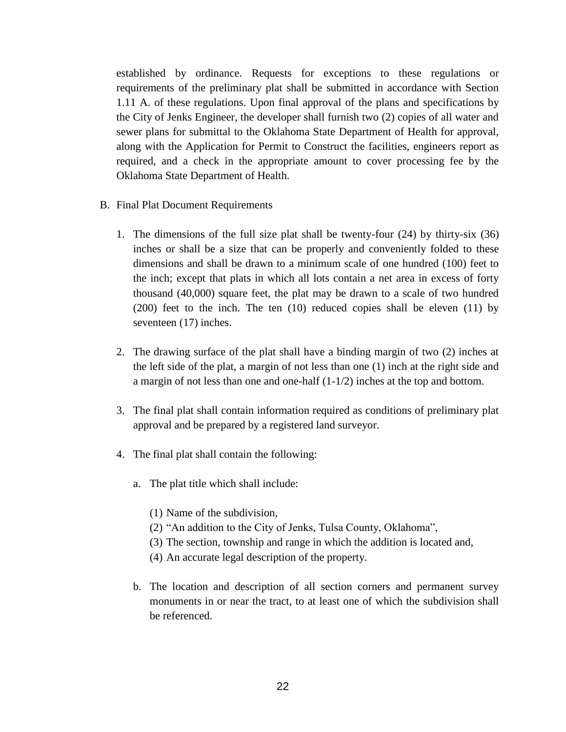established by ordinance. Requests for exceptions to these regulations or requirements of the preliminary plat shall be submitted in accordance with Section 1.11 A. of these regulations. Upon final approval of the plans and specifications by the City of Jenks Engineer, the developer shall furnish two (2) copies of all water and sewer plans for submittal to the Oklahoma State Department of Health for approval, along with the Application for Permit to Construct the facilities, engineers report as required, and a check in the appropriate amount to cover processing fee by the Oklahoma State Department of Health.

B. Final Plat Document Requirements

1. The dimensions of the full size plat shall be twenty-four (24) by thirty-six (36) inches or shall be a size that can be properly and conveniently folded to these dimensions and shall be drawn to a minimum scale of one hundred (100) feet to the inch; except that plats in which all lots contain a net area in excess of forty thousand (40,000) square feet, the plat may be drawn to a scale of two hundred (200) feet to the inch. The ten (10) reduced copies shall be eleven (11) by seventeen (17) inches.

2. The drawing surface of the plat shall have a binding margin of two (2) inches at the left side of the plat, a margin of not less than one (1) inch at the right side and a margin of not less than one and one-half (1-1/2) inches at the top and bottom.

3. The final plat shall contain information required as conditions of preliminary plat approval and be prepared by a registered land surveyor.

4. The final plat shall contain the following:

   a. The plat title which shall include:

      (1) Name of the subdivision,
      (2) "An addition to the City of Jenks, Tulsa County, Oklahoma",
      (3) The section, township and range in which the addition is located and,
      (4) An accurate legal description of the property.

   b. The location and description of all section corners and permanent survey monuments in or near the tract, to at least one of which the subdivision shall be referenced.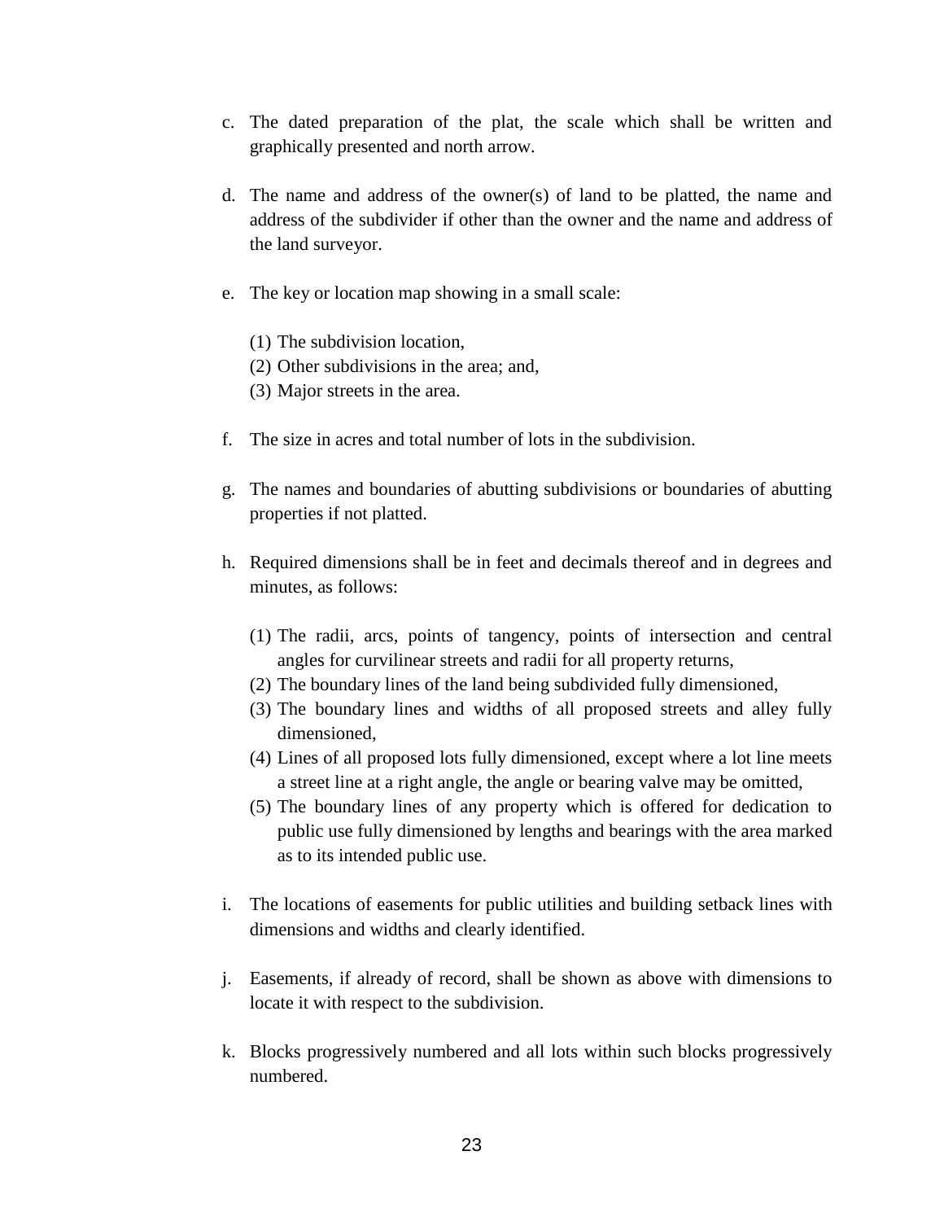c. The dated preparation of the plat, the scale which shall be written and graphically presented and north arrow.

d. The name and address of the owner(s) of land to be platted, the name and address of the subdivider if other than the owner and the name and address of the land surveyor.

e. The key or location map showing in a small scale:

   (1) The subdivision location,
   (2) Other subdivisions in the area; and,
   (3) Major streets in the area.

f. The size in acres and total number of lots in the subdivision.

g. The names and boundaries of abutting subdivisions or boundaries of abutting properties if not platted.

h. Required dimensions shall be in feet and decimals thereof and in degrees and minutes, as follows:

   (1) The radii, arcs, points of tangency, points of intersection and central angles for curvilinear streets and radii for all property returns,
   (2) The boundary lines of the land being subdivided fully dimensioned,
   (3) The boundary lines and widths of all proposed streets and alley fully dimensioned,
   (4) Lines of all proposed lots fully dimensioned, except where a lot line meets a street line at a right angle, the angle or bearing valve may be omitted,
   (5) The boundary lines of any property which is offered for dedication to public use fully dimensioned by lengths and bearings with the area marked as to its intended public use.

i. The locations of easements for public utilities and building setback lines with dimensions and widths and clearly identified.

j. Easements, if already of record, shall be shown as above with dimensions to locate it with respect to the subdivision.

k. Blocks progressively numbered and all lots within such blocks progressively numbered.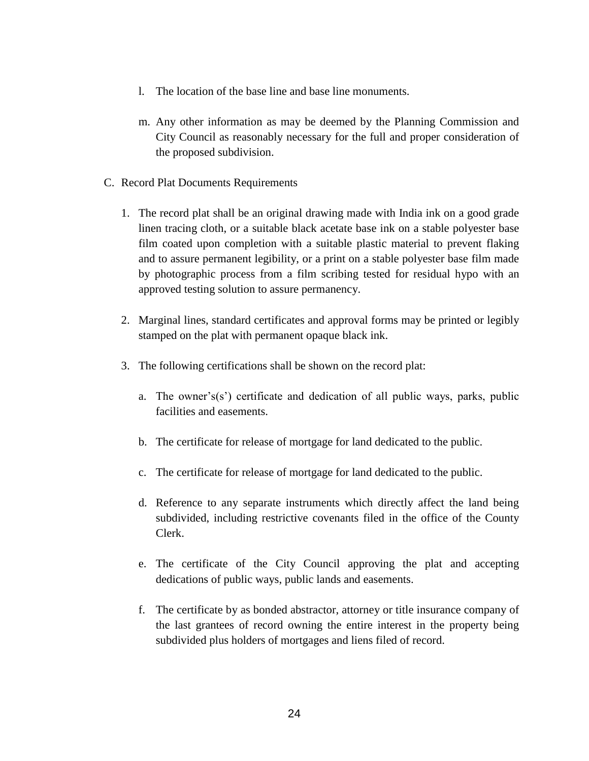l. The location of the base line and base line monuments.

m. Any other information as may be deemed by the Planning Commission and City Council as reasonably necessary for the full and proper consideration of the proposed subdivision.

C. Record Plat Documents Requirements

1. The record plat shall be an original drawing made with India ink on a good grade linen tracing cloth, or a suitable black acetate base ink on a stable polyester base film coated upon completion with a suitable plastic material to prevent flaking and to assure permanent legibility, or a print on a stable polyester base film made by photographic process from a film scribing tested for residual hypo with an approved testing solution to assure permanency.

2. Marginal lines, standard certificates and approval forms may be printed or legibly stamped on the plat with permanent opaque black ink.

3. The following certifications shall be shown on the record plat:

   a. The owner's(s') certificate and dedication of all public ways, parks, public facilities and easements.

   b. The certificate for release of mortgage for land dedicated to the public.

   c. The certificate for release of mortgage for land dedicated to the public.

   d. Reference to any separate instruments which directly affect the land being subdivided, including restrictive covenants filed in the office of the County Clerk.

   e. The certificate of the City Council approving the plat and accepting dedications of public ways, public lands and easements.

   f. The certificate by as bonded abstractor, attorney or title insurance company of the last grantees of record owning the entire interest in the property being subdivided plus holders of mortgages and liens filed of record.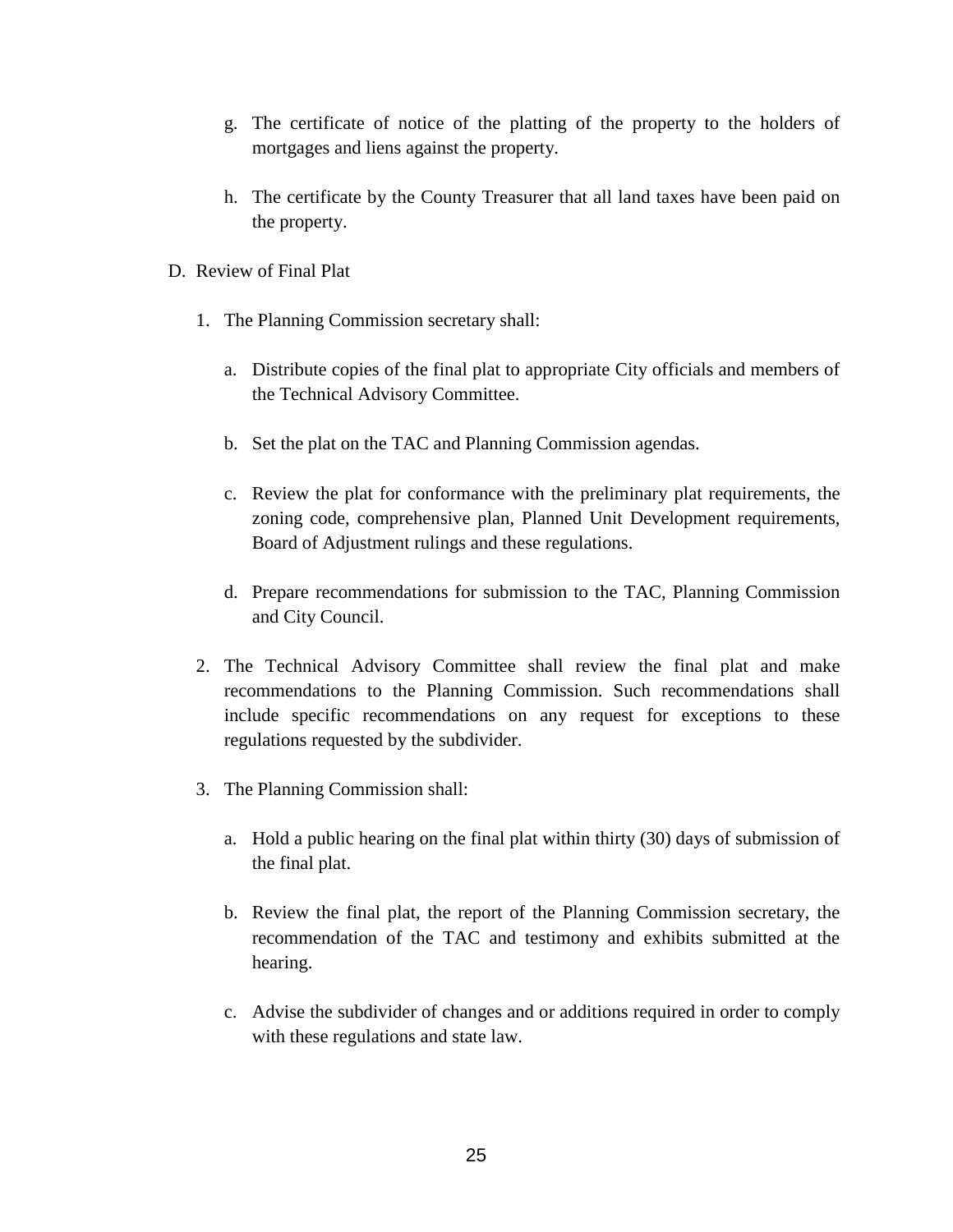g. The certificate of notice of the platting of the property to the holders of mortgages and liens against the property.

h. The certificate by the County Treasurer that all land taxes have been paid on the property.

D. Review of Final Plat

1. The Planning Commission secretary shall:

   a. Distribute copies of the final plat to appropriate City officials and members of the Technical Advisory Committee.

   b. Set the plat on the TAC and Planning Commission agendas.

   c. Review the plat for conformance with the preliminary plat requirements, the zoning code, comprehensive plan, Planned Unit Development requirements, Board of Adjustment rulings and these regulations.

   d. Prepare recommendations for submission to the TAC, Planning Commission and City Council.

2. The Technical Advisory Committee shall review the final plat and make recommendations to the Planning Commission. Such recommendations shall include specific recommendations on any request for exceptions to these regulations requested by the subdivider.

3. The Planning Commission shall:

   a. Hold a public hearing on the final plat within thirty (30) days of submission of the final plat.

   b. Review the final plat, the report of the Planning Commission secretary, the recommendation of the TAC and testimony and exhibits submitted at the hearing.

   c. Advise the subdivider of changes and or additions required in order to comply with these regulations and state law.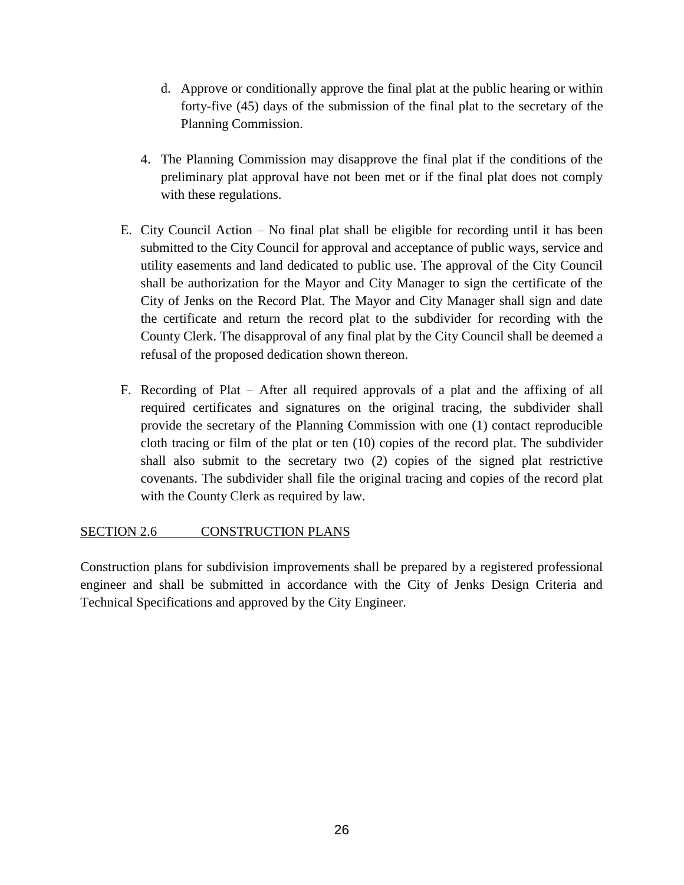d. Approve or conditionally approve the final plat at the public hearing or within forty-five (45) days of the submission of the final plat to the secretary of the Planning Commission.

4. The Planning Commission may disapprove the final plat if the conditions of the preliminary plat approval have not been met or if the final plat does not comply with these regulations.

E. City Council Action – No final plat shall be eligible for recording until it has been submitted to the City Council for approval and acceptance of public ways, service and utility easements and land dedicated to public use. The approval of the City Council shall be authorization for the Mayor and City Manager to sign the certificate of the City of Jenks on the Record Plat. The Mayor and City Manager shall sign and date the certificate and return the record plat to the subdivider for recording with the County Clerk. The disapproval of any final plat by the City Council shall be deemed a refusal of the proposed dedication shown thereon.

F. Recording of Plat – After all required approvals of a plat and the affixing of all required certificates and signatures on the original tracing, the subdivider shall provide the secretary of the Planning Commission with one (1) contact reproducible cloth tracing or film of the plat or ten (10) copies of the record plat. The subdivider shall also submit to the secretary two (2) copies of the signed plat restrictive covenants. The subdivider shall file the original tracing and copies of the record plat with the County Clerk as required by law.

## SECTION 2.6 CONSTRUCTION PLANS

Construction plans for subdivision improvements shall be prepared by a registered professional engineer and shall be submitted in accordance with the City of Jenks Design Criteria and Technical Specifications and approved by the City Engineer.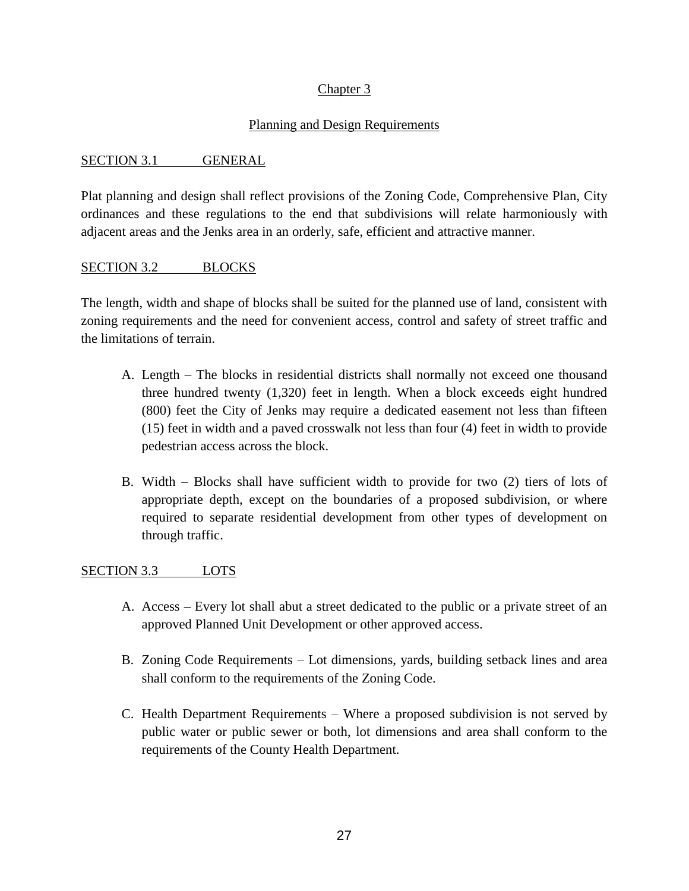# Chapter 3

## Planning and Design Requirements

### SECTION 3.1 GENERAL

Plat planning and design shall reflect provisions of the Zoning Code, Comprehensive Plan, City ordinances and these regulations to the end that subdivisions will relate harmoniously with adjacent areas and the Jenks area in an orderly, safe, efficient and attractive manner.

### SECTION 3.2 BLOCKS

The length, width and shape of blocks shall be suited for the planned use of land, consistent with zoning requirements and the need for convenient access, control and safety of street traffic and the limitations of terrain.

A. Length – The blocks in residential districts shall normally not exceed one thousand three hundred twenty (1,320) feet in length. When a block exceeds eight hundred (800) feet the City of Jenks may require a dedicated easement not less than fifteen (15) feet in width and a paved crosswalk not less than four (4) feet in width to provide pedestrian access across the block.

B. Width – Blocks shall have sufficient width to provide for two (2) tiers of lots of appropriate depth, except on the boundaries of a proposed subdivision, or where required to separate residential development from other types of development on through traffic.

### SECTION 3.3 LOTS

A. Access – Every lot shall abut a street dedicated to the public or a private street of an approved Planned Unit Development or other approved access.

B. Zoning Code Requirements – Lot dimensions, yards, building setback lines and area shall conform to the requirements of the Zoning Code.

C. Health Department Requirements – Where a proposed subdivision is not served by public water or public sewer or both, lot dimensions and area shall conform to the requirements of the County Health Department.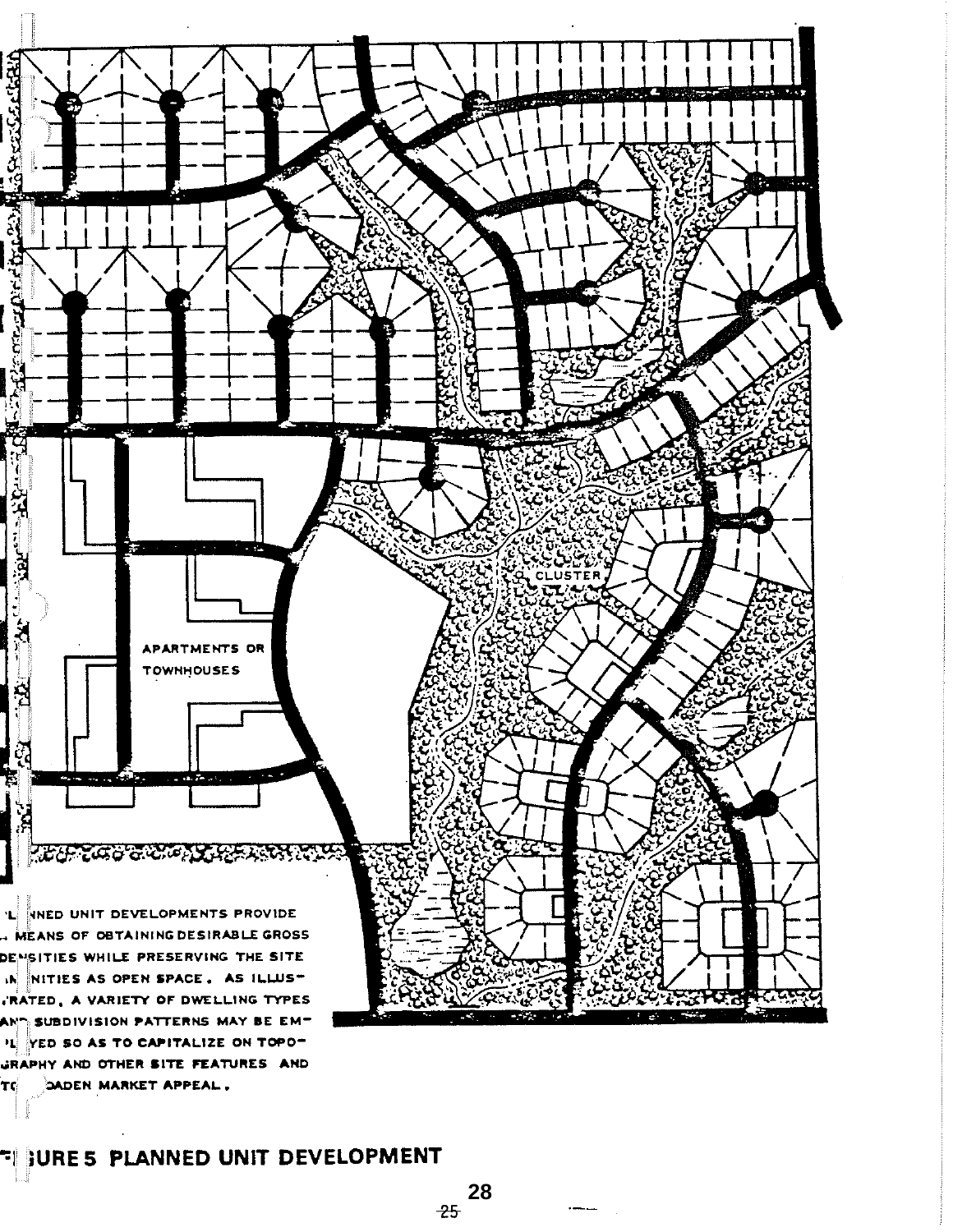APARTMENTS OR TOWNHOUSES

CLUSTER

PLANNED UNIT DEVELOPMENTS PROVIDE A MEANS OF OBTAINING DESIRABLE GROSS DENSITIES WHILE PRESERVING THE SITE AMENITIES AS OPEN SPACE. AS ILLUSTRATED, A VARIETY OF DWELLING TYPES AND SUBDIVISION PATTERNS MAY BE EMPLOYED SO AS TO CAPITALIZE ON TOPOGRAPHY AND OTHER SITE FEATURES AND TO BROADEN MARKET APPEAL.

## FIGURE 5 PLANNED UNIT DEVELOPMENT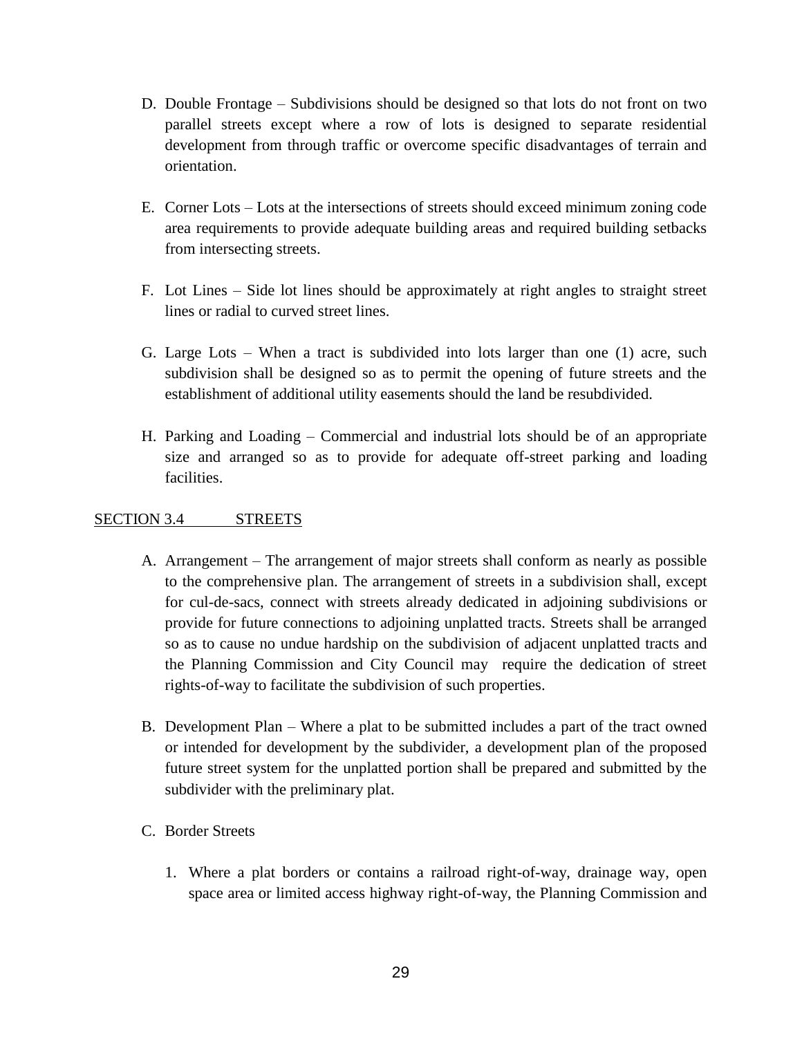D. Double Frontage – Subdivisions should be designed so that lots do not front on two parallel streets except where a row of lots is designed to separate residential development from through traffic or overcome specific disadvantages of terrain and orientation.

E. Corner Lots – Lots at the intersections of streets should exceed minimum zoning code area requirements to provide adequate building areas and required building setbacks from intersecting streets.

F. Lot Lines – Side lot lines should be approximately at right angles to straight street lines or radial to curved street lines.

G. Large Lots – When a tract is subdivided into lots larger than one (1) acre, such subdivision shall be designed so as to permit the opening of future streets and the establishment of additional utility easements should the land be resubdivided.

H. Parking and Loading – Commercial and industrial lots should be of an appropriate size and arranged so as to provide for adequate off-street parking and loading facilities.

## SECTION 3.4 STREETS

A. Arrangement – The arrangement of major streets shall conform as nearly as possible to the comprehensive plan. The arrangement of streets in a subdivision shall, except for cul-de-sacs, connect with streets already dedicated in adjoining subdivisions or provide for future connections to adjoining unplatted tracts. Streets shall be arranged so as to cause no undue hardship on the subdivision of adjacent unplatted tracts and the Planning Commission and City Council may require the dedication of street rights-of-way to facilitate the subdivision of such properties.

B. Development Plan – Where a plat to be submitted includes a part of the tract owned or intended for development by the subdivider, a development plan of the proposed future street system for the unplatted portion shall be prepared and submitted by the subdivider with the preliminary plat.

C. Border Streets

1. Where a plat borders or contains a railroad right-of-way, drainage way, open space area or limited access highway right-of-way, the Planning Commission and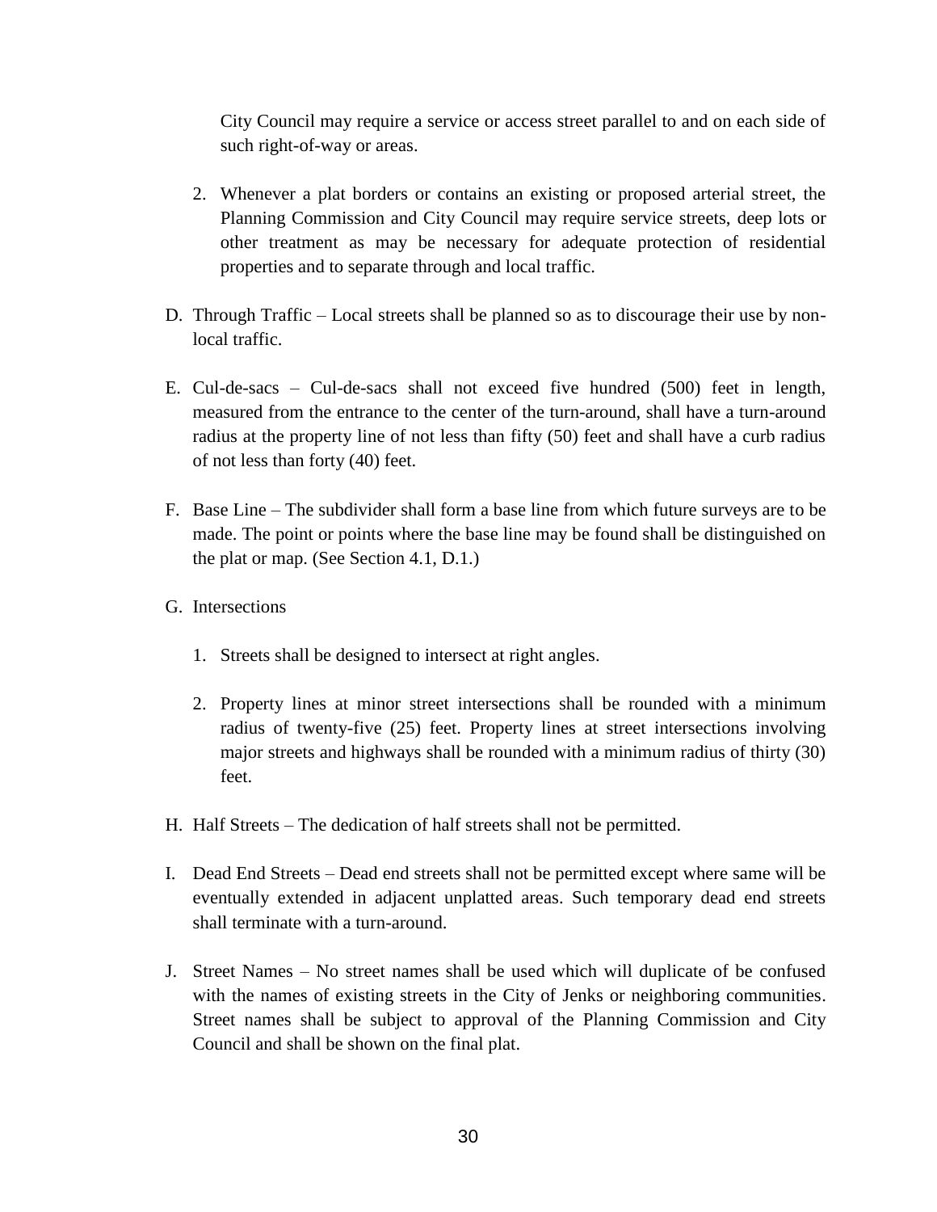City Council may require a service or access street parallel to and on each side of such right-of-way or areas.

2. Whenever a plat borders or contains an existing or proposed arterial street, the Planning Commission and City Council may require service streets, deep lots or other treatment as may be necessary for adequate protection of residential properties and to separate through and local traffic.

D. Through Traffic – Local streets shall be planned so as to discourage their use by non-local traffic.

E. Cul-de-sacs – Cul-de-sacs shall not exceed five hundred (500) feet in length, measured from the entrance to the center of the turn-around, shall have a turn-around radius at the property line of not less than fifty (50) feet and shall have a curb radius of not less than forty (40) feet.

F. Base Line – The subdivider shall form a base line from which future surveys are to be made. The point or points where the base line may be found shall be distinguished on the plat or map. (See Section 4.1, D.1.)

G. Intersections

1. Streets shall be designed to intersect at right angles.

2. Property lines at minor street intersections shall be rounded with a minimum radius of twenty-five (25) feet. Property lines at street intersections involving major streets and highways shall be rounded with a minimum radius of thirty (30) feet.

H. Half Streets – The dedication of half streets shall not be permitted.

I. Dead End Streets – Dead end streets shall not be permitted except where same will be eventually extended in adjacent unplatted areas. Such temporary dead end streets shall terminate with a turn-around.

J. Street Names – No street names shall be used which will duplicate of be confused with the names of existing streets in the City of Jenks or neighboring communities. Street names shall be subject to approval of the Planning Commission and City Council and shall be shown on the final plat.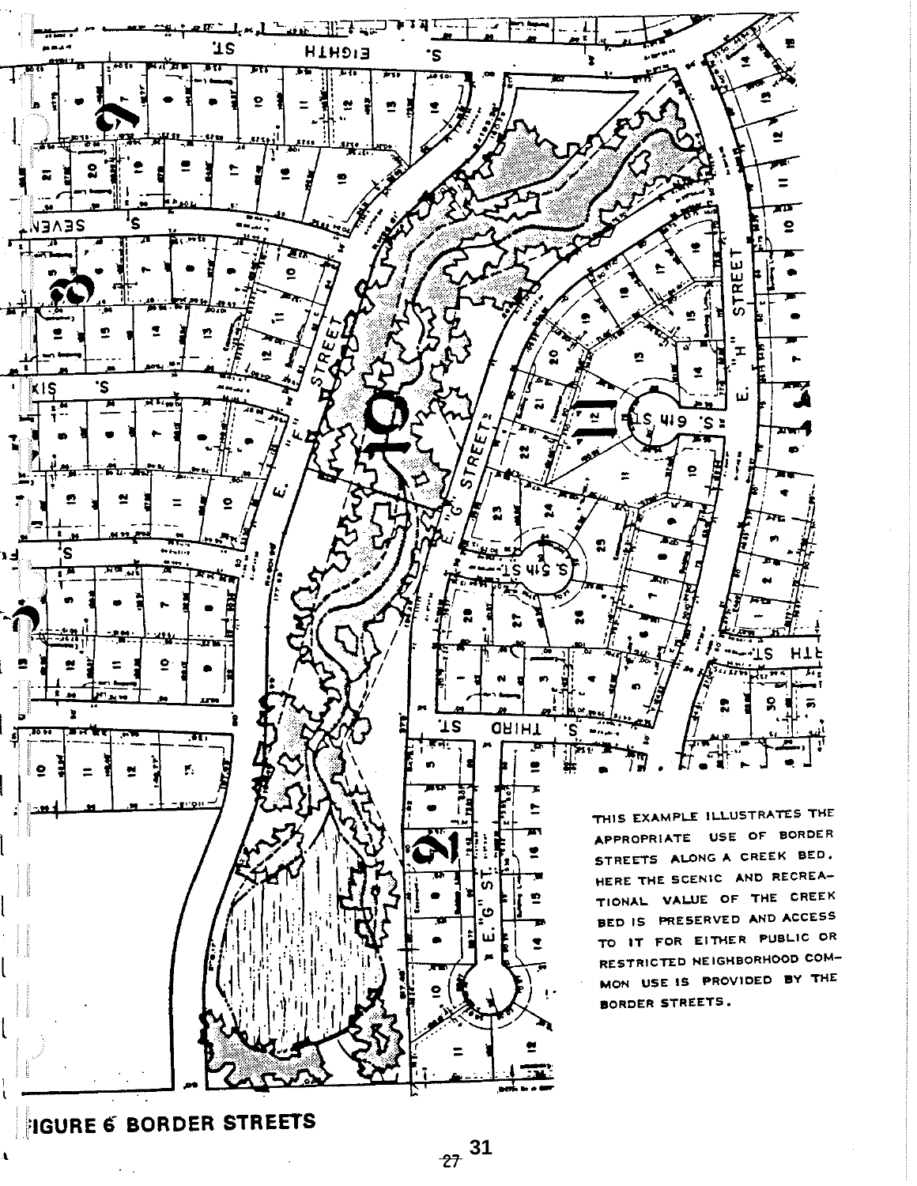THIS EXAMPLE ILLUSTRATES THE APPROPRIATE USE OF BORDER STREETS ALONG A CREEK BED. HERE THE SCENIC AND RECREATIONAL VALUE OF THE CREEK BED IS PRESERVED AND ACCESS TO IT FOR EITHER PUBLIC OR RESTRICTED NEIGHBORHOOD COMMON USE IS PROVIDED BY THE BORDER STREETS.

FIGURE 6 BORDER STREETS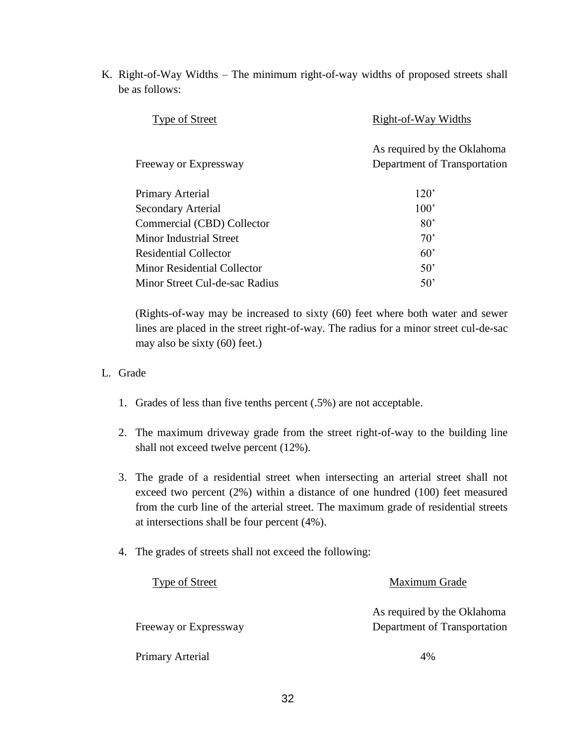K. Right-of-Way Widths – The minimum right-of-way widths of proposed streets shall be as follows:

| Type of Street | Right-of-Way Widths |
|---|---|
| Freeway or Expressway | As required by the Oklahoma Department of Transportation |
| Primary Arterial | 120’ |
| Secondary Arterial | 100’ |
| Commercial (CBD) Collector | 80’ |
| Minor Industrial Street | 70’ |
| Residential Collector | 60’ |
| Minor Residential Collector | 50’ |
| Minor Street Cul-de-sac Radius | 50’ |

(Rights-of-way may be increased to sixty (60) feet where both water and sewer lines are placed in the street right-of-way. The radius for a minor street cul-de-sac may also be sixty (60) feet.)

L. Grade

1. Grades of less than five tenths percent (.5%) are not acceptable.

2. The maximum driveway grade from the street right-of-way to the building line shall not exceed twelve percent (12%).

3. The grade of a residential street when intersecting an arterial street shall not exceed two percent (2%) within a distance of one hundred (100) feet measured from the curb line of the arterial street. The maximum grade of residential streets at intersections shall be four percent (4%).

4. The grades of streets shall not exceed the following:

| Type of Street | Maximum Grade |
|---|---|
| Freeway or Expressway | As required by the Oklahoma Department of Transportation |
| Primary Arterial | 4% |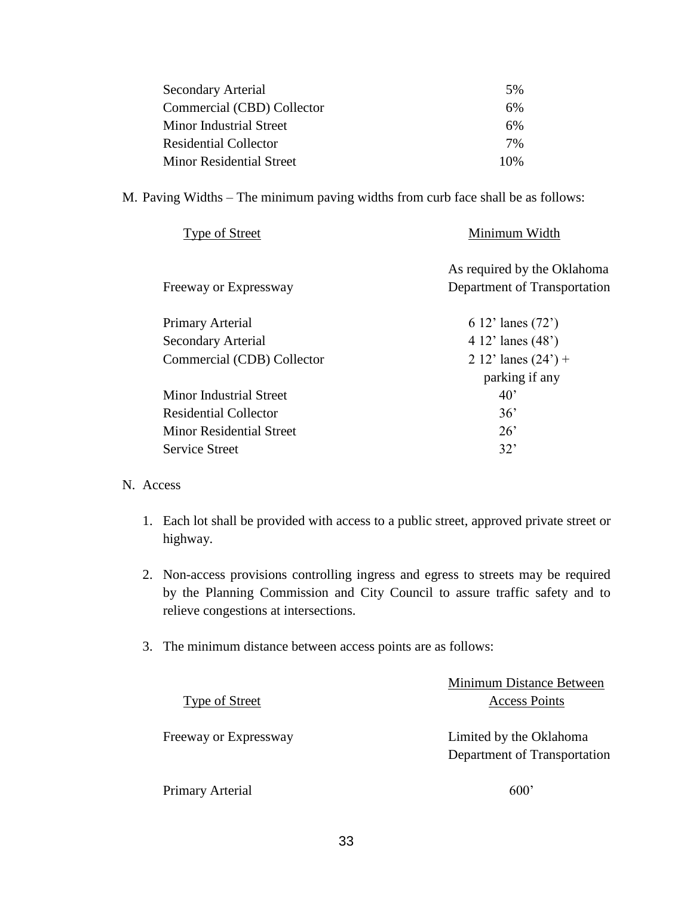| | |
|---|---|
| Secondary Arterial | 5% |
| Commercial (CBD) Collector | 6% |
| Minor Industrial Street | 6% |
| Residential Collector | 7% |
| Minor Residential Street | 10% |

M. Paving Widths – The minimum paving widths from curb face shall be as follows:

| Type of Street | Minimum Width |
|---|---|
| Freeway or Expressway | As required by the Oklahoma Department of Transportation |
| Primary Arterial | 6 12’ lanes (72’) |
| Secondary Arterial | 4 12’ lanes (48’) |
| Commercial (CDB) Collector | 2 12’ lanes (24’) + parking if any |
| Minor Industrial Street | 40’ |
| Residential Collector | 36’ |
| Minor Residential Street | 26’ |
| Service Street | 32’ |

N. Access

1. Each lot shall be provided with access to a public street, approved private street or highway.

2. Non-access provisions controlling ingress and egress to streets may be required by the Planning Commission and City Council to assure traffic safety and to relieve congestions at intersections.

3. The minimum distance between access points are as follows:

| Type of Street | Minimum Distance Between Access Points |
|---|---|
| Freeway or Expressway | Limited by the Oklahoma Department of Transportation |
| Primary Arterial | 600’ |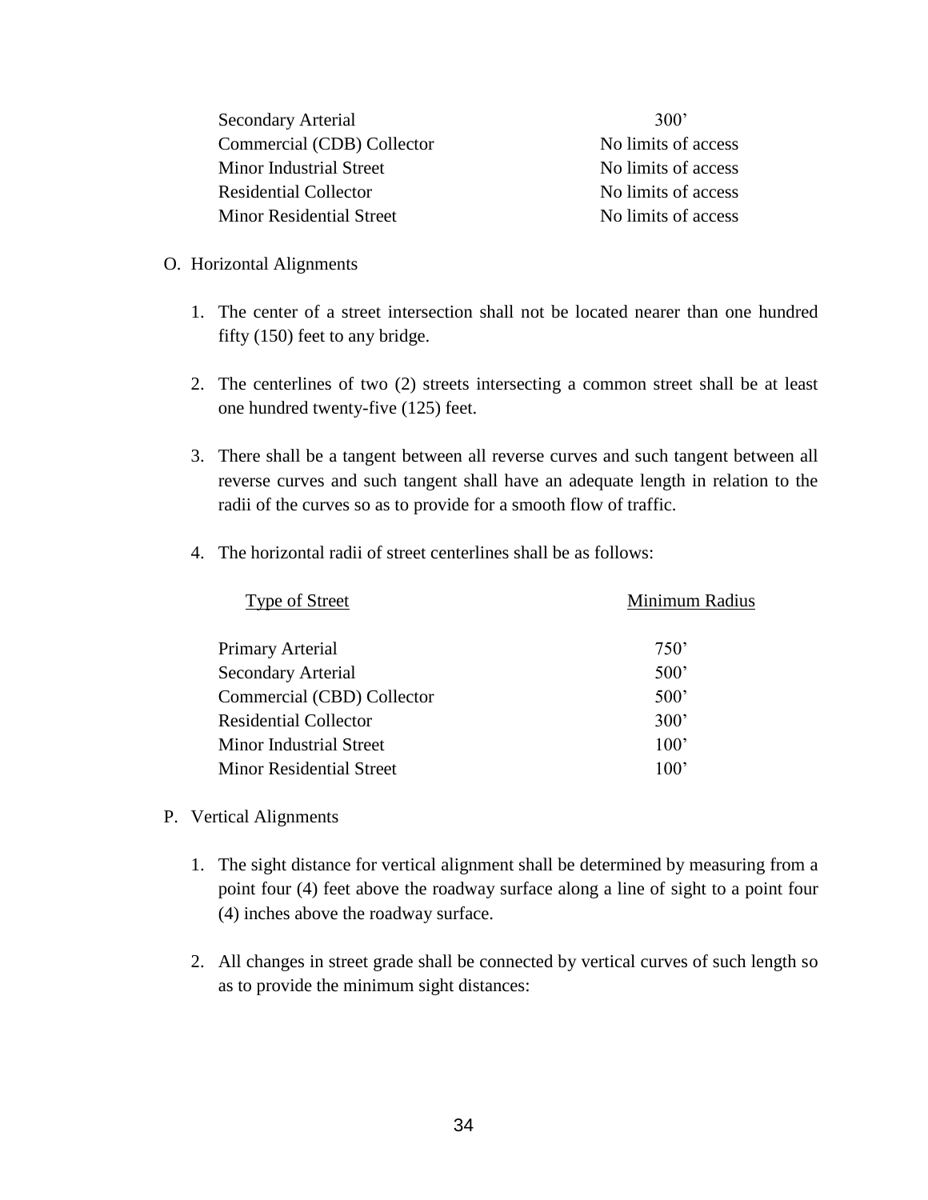| | |
|---|---|
| Secondary Arterial | 300’ |
| Commercial (CDB) Collector | No limits of access |
| Minor Industrial Street | No limits of access |
| Residential Collector | No limits of access |
| Minor Residential Street | No limits of access |

O. Horizontal Alignments

1. The center of a street intersection shall not be located nearer than one hundred fifty (150) feet to any bridge.

2. The centerlines of two (2) streets intersecting a common street shall be at least one hundred twenty-five (125) feet.

3. There shall be a tangent between all reverse curves and such tangent between all reverse curves and such tangent shall have an adequate length in relation to the radii of the curves so as to provide for a smooth flow of traffic.

4. The horizontal radii of street centerlines shall be as follows:

| Type of Street | Minimum Radius |
|---|---|
| Primary Arterial | 750’ |
| Secondary Arterial | 500’ |
| Commercial (CBD) Collector | 500’ |
| Residential Collector | 300’ |
| Minor Industrial Street | 100’ |
| Minor Residential Street | 100’ |

P. Vertical Alignments

1. The sight distance for vertical alignment shall be determined by measuring from a point four (4) feet above the roadway surface along a line of sight to a point four (4) inches above the roadway surface.

2. All changes in street grade shall be connected by vertical curves of such length so as to provide the minimum sight distances: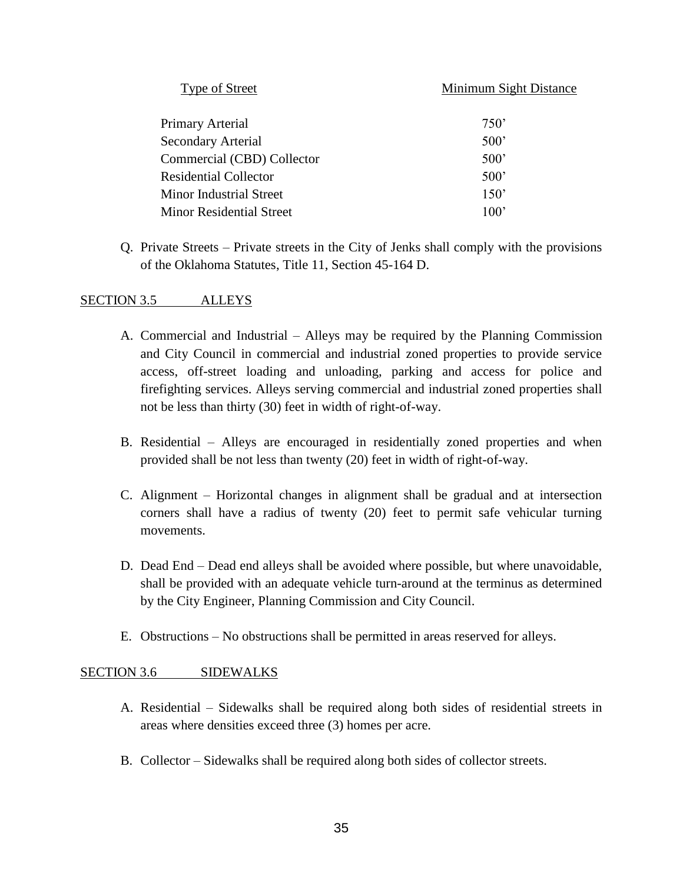| Type of Street | Minimum Sight Distance |
|---|---|
| Primary Arterial | 750’ |
| Secondary Arterial | 500’ |
| Commercial (CBD) Collector | 500’ |
| Residential Collector | 500’ |
| Minor Industrial Street | 150’ |
| Minor Residential Street | 100’ |

Q. Private Streets – Private streets in the City of Jenks shall comply with the provisions of the Oklahoma Statutes, Title 11, Section 45-164 D.

## SECTION 3.5 ALLEYS

A. Commercial and Industrial – Alleys may be required by the Planning Commission and City Council in commercial and industrial zoned properties to provide service access, off-street loading and unloading, parking and access for police and firefighting services. Alleys serving commercial and industrial zoned properties shall not be less than thirty (30) feet in width of right-of-way.

B. Residential – Alleys are encouraged in residentially zoned properties and when provided shall be not less than twenty (20) feet in width of right-of-way.

C. Alignment – Horizontal changes in alignment shall be gradual and at intersection corners shall have a radius of twenty (20) feet to permit safe vehicular turning movements.

D. Dead End – Dead end alleys shall be avoided where possible, but where unavoidable, shall be provided with an adequate vehicle turn-around at the terminus as determined by the City Engineer, Planning Commission and City Council.

E. Obstructions – No obstructions shall be permitted in areas reserved for alleys.

## SECTION 3.6 SIDEWALKS

A. Residential – Sidewalks shall be required along both sides of residential streets in areas where densities exceed three (3) homes per acre.

B. Collector – Sidewalks shall be required along both sides of collector streets.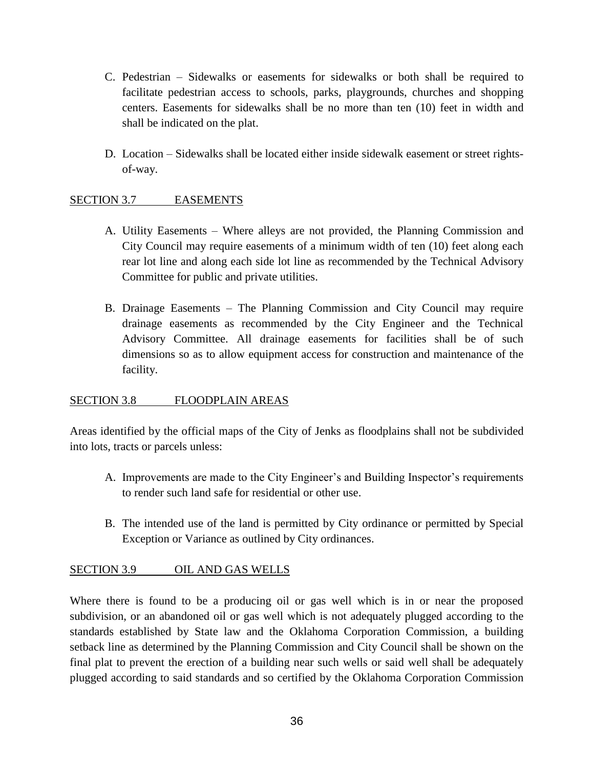C. Pedestrian – Sidewalks or easements for sidewalks or both shall be required to facilitate pedestrian access to schools, parks, playgrounds, churches and shopping centers. Easements for sidewalks shall be no more than ten (10) feet in width and shall be indicated on the plat.

D. Location – Sidewalks shall be located either inside sidewalk easement or street rights-of-way.

## SECTION 3.7 EASEMENTS

A. Utility Easements – Where alleys are not provided, the Planning Commission and City Council may require easements of a minimum width of ten (10) feet along each rear lot line and along each side lot line as recommended by the Technical Advisory Committee for public and private utilities.

B. Drainage Easements – The Planning Commission and City Council may require drainage easements as recommended by the City Engineer and the Technical Advisory Committee. All drainage easements for facilities shall be of such dimensions so as to allow equipment access for construction and maintenance of the facility.

## SECTION 3.8 FLOODPLAIN AREAS

Areas identified by the official maps of the City of Jenks as floodplains shall not be subdivided into lots, tracts or parcels unless:

A. Improvements are made to the City Engineer's and Building Inspector's requirements to render such land safe for residential or other use.

B. The intended use of the land is permitted by City ordinance or permitted by Special Exception or Variance as outlined by City ordinances.

## SECTION 3.9 OIL AND GAS WELLS

Where there is found to be a producing oil or gas well which is in or near the proposed subdivision, or an abandoned oil or gas well which is not adequately plugged according to the standards established by State law and the Oklahoma Corporation Commission, a building setback line as determined by the Planning Commission and City Council shall be shown on the final plat to prevent the erection of a building near such wells or said well shall be adequately plugged according to said standards and so certified by the Oklahoma Corporation Commission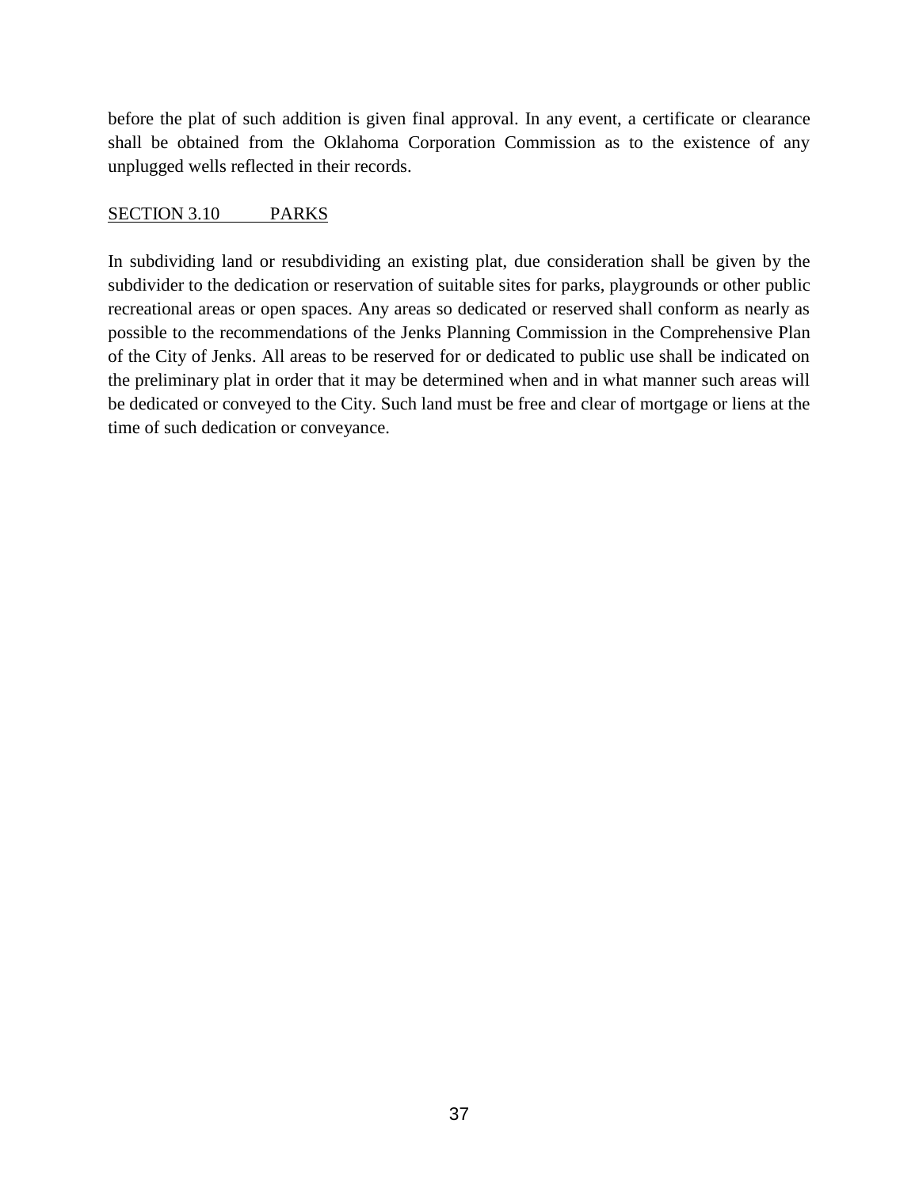before the plat of such addition is given final approval. In any event, a certificate or clearance shall be obtained from the Oklahoma Corporation Commission as to the existence of any unplugged wells reflected in their records.

## SECTION 3.10 PARKS

In subdividing land or resubdividing an existing plat, due consideration shall be given by the subdivider to the dedication or reservation of suitable sites for parks, playgrounds or other public recreational areas or open spaces. Any areas so dedicated or reserved shall conform as nearly as possible to the recommendations of the Jenks Planning Commission in the Comprehensive Plan of the City of Jenks. All areas to be reserved for or dedicated to public use shall be indicated on the preliminary plat in order that it may be determined when and in what manner such areas will be dedicated or conveyed to the City. Such land must be free and clear of mortgage or liens at the time of such dedication or conveyance.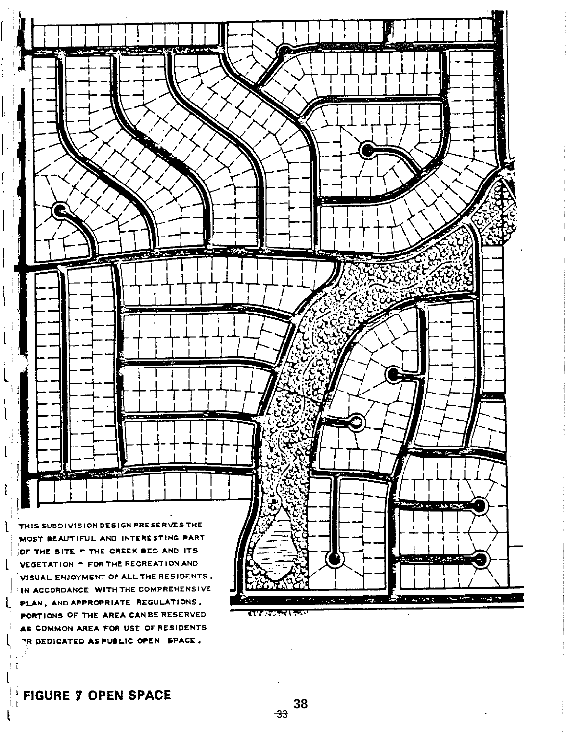THIS SUBDIVISION DESIGN PRESERVES THE MOST BEAUTIFUL AND INTERESTING PART OF THE SITE – THE CREEK BED AND ITS VEGETATION – FOR THE RECREATION AND VISUAL ENJOYMENT OF ALL THE RESIDENTS. IN ACCORDANCE WITH THE COMPREHENSIVE PLAN, AND APPROPRIATE REGULATIONS, PORTIONS OF THE AREA CAN BE RESERVED AS COMMON AREA FOR USE OF RESIDENTS OR DEDICATED AS PUBLIC OPEN SPACE.

**FIGURE 7 OPEN SPACE**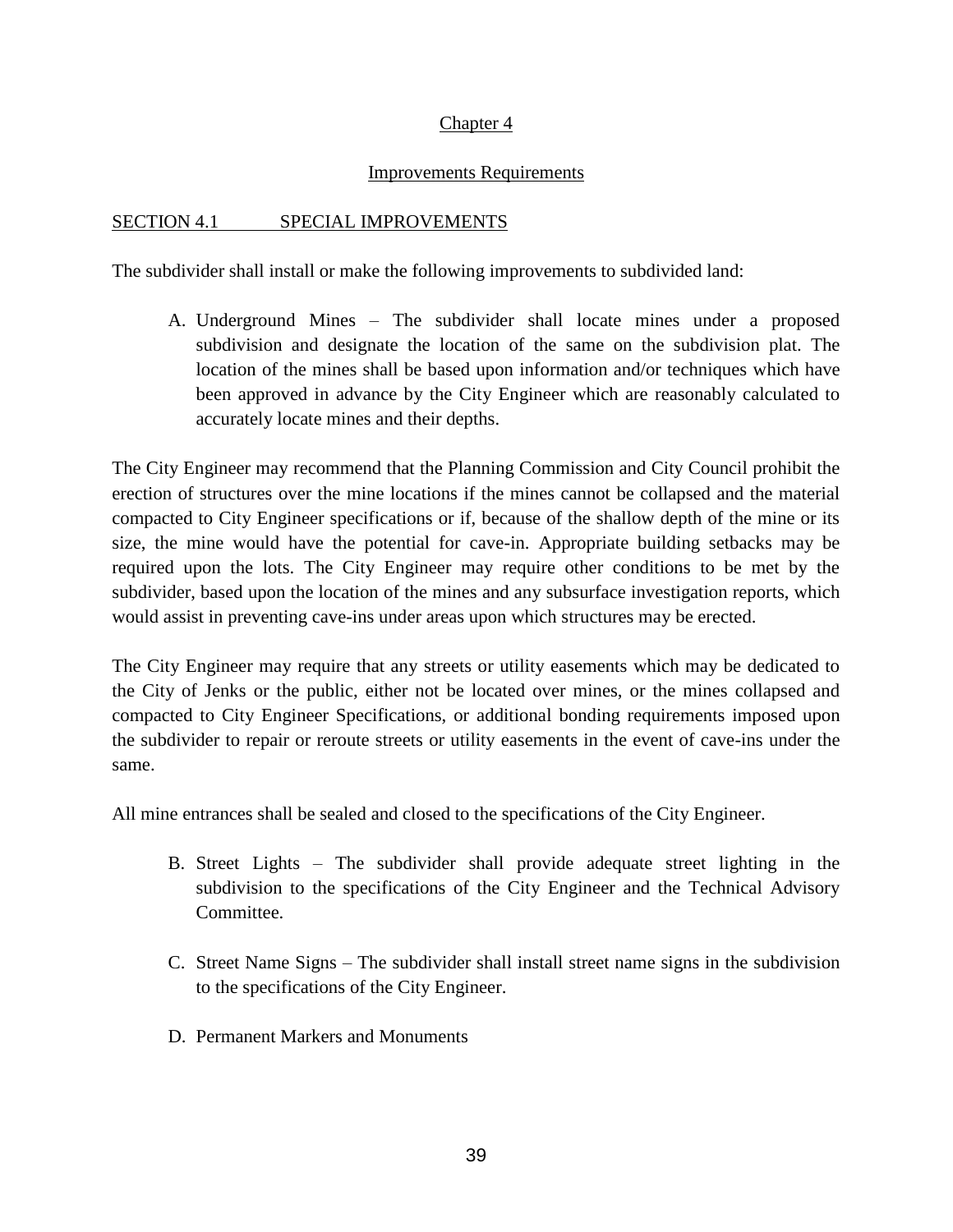# Chapter 4

## Improvements Requirements

### SECTION 4.1 SPECIAL IMPROVEMENTS

The subdivider shall install or make the following improvements to subdivided land:

A. Underground Mines – The subdivider shall locate mines under a proposed subdivision and designate the location of the same on the subdivision plat. The location of the mines shall be based upon information and/or techniques which have been approved in advance by the City Engineer which are reasonably calculated to accurately locate mines and their depths.

The City Engineer may recommend that the Planning Commission and City Council prohibit the erection of structures over the mine locations if the mines cannot be collapsed and the material compacted to City Engineer specifications or if, because of the shallow depth of the mine or its size, the mine would have the potential for cave-in. Appropriate building setbacks may be required upon the lots. The City Engineer may require other conditions to be met by the subdivider, based upon the location of the mines and any subsurface investigation reports, which would assist in preventing cave-ins under areas upon which structures may be erected.

The City Engineer may require that any streets or utility easements which may be dedicated to the City of Jenks or the public, either not be located over mines, or the mines collapsed and compacted to City Engineer Specifications, or additional bonding requirements imposed upon the subdivider to repair or reroute streets or utility easements in the event of cave-ins under the same.

All mine entrances shall be sealed and closed to the specifications of the City Engineer.

B. Street Lights – The subdivider shall provide adequate street lighting in the subdivision to the specifications of the City Engineer and the Technical Advisory Committee.

C. Street Name Signs – The subdivider shall install street name signs in the subdivision to the specifications of the City Engineer.

D. Permanent Markers and Monuments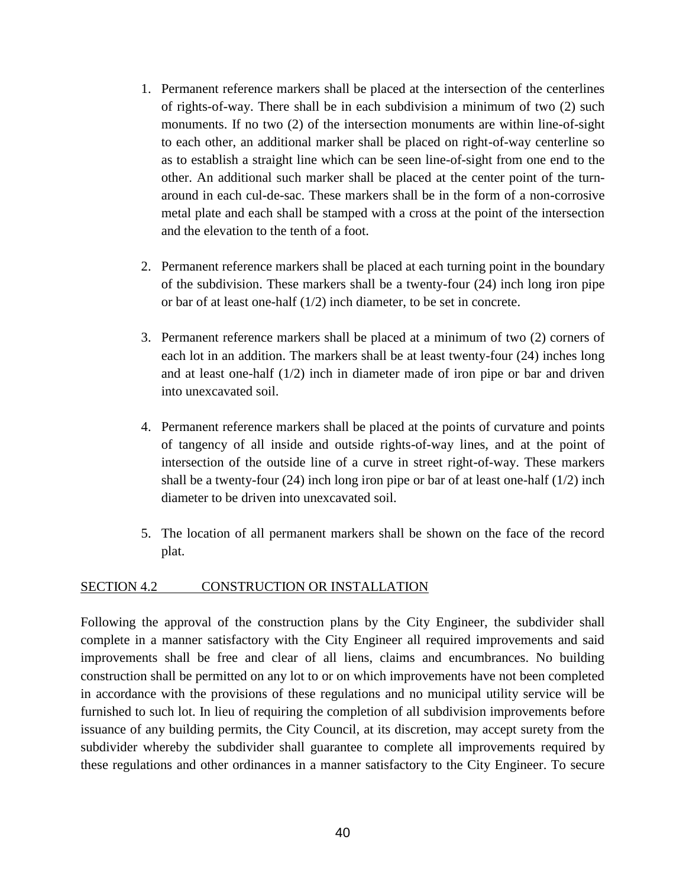1. Permanent reference markers shall be placed at the intersection of the centerlines of rights-of-way. There shall be in each subdivision a minimum of two (2) such monuments. If no two (2) of the intersection monuments are within line-of-sight to each other, an additional marker shall be placed on right-of-way centerline so as to establish a straight line which can be seen line-of-sight from one end to the other. An additional such marker shall be placed at the center point of the turn-around in each cul-de-sac. These markers shall be in the form of a non-corrosive metal plate and each shall be stamped with a cross at the point of the intersection and the elevation to the tenth of a foot.

2. Permanent reference markers shall be placed at each turning point in the boundary of the subdivision. These markers shall be a twenty-four (24) inch long iron pipe or bar of at least one-half (1/2) inch diameter, to be set in concrete.

3. Permanent reference markers shall be placed at a minimum of two (2) corners of each lot in an addition. The markers shall be at least twenty-four (24) inches long and at least one-half (1/2) inch in diameter made of iron pipe or bar and driven into unexcavated soil.

4. Permanent reference markers shall be placed at the points of curvature and points of tangency of all inside and outside rights-of-ways lines, and at the point of intersection of the outside line of a curve in street right-of-way. These markers shall be a twenty-four (24) inch long iron pipe or bar of at least one-half (1/2) inch diameter to be driven into unexcavated soil.

5. The location of all permanent markers shall be shown on the face of the record plat.

## SECTION 4.2 CONSTRUCTION OR INSTALLATION

Following the approval of the construction plans by the City Engineer, the subdivider shall complete in a manner satisfactory with the City Engineer all required improvements and said improvements shall be free and clear of all liens, claims and encumbrances. No building construction shall be permitted on any lot to or on which improvements have not been completed in accordance with the provisions of these regulations and no municipal utility service will be furnished to such lot. In lieu of requiring the completion of all subdivision improvements before issuance of any building permits, the City Council, at its discretion, may accept surety from the subdivider whereby the subdivider shall guarantee to complete all improvements required by these regulations and other ordinances in a manner satisfactory to the City Engineer. To secure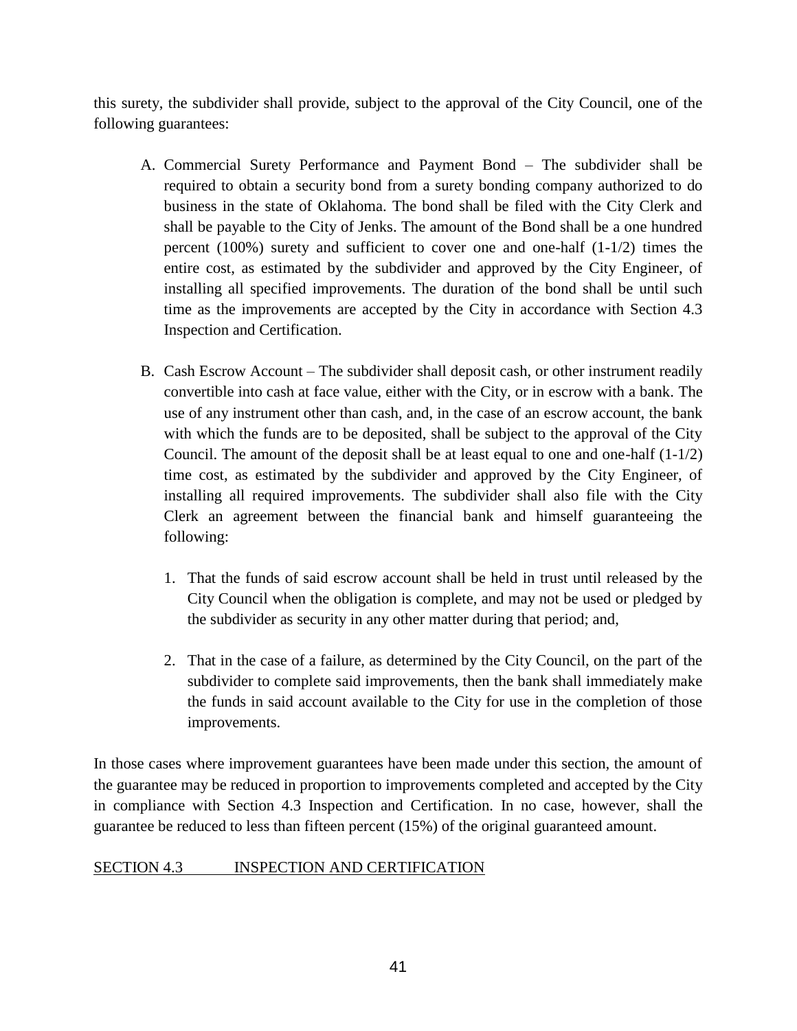this surety, the subdivider shall provide, subject to the approval of the City Council, one of the following guarantees:

A. Commercial Surety Performance and Payment Bond – The subdivider shall be required to obtain a security bond from a surety bonding company authorized to do business in the state of Oklahoma. The bond shall be filed with the City Clerk and shall be payable to the City of Jenks. The amount of the Bond shall be a one hundred percent (100%) surety and sufficient to cover one and one-half (1-1/2) times the entire cost, as estimated by the subdivider and approved by the City Engineer, of installing all specified improvements. The duration of the bond shall be until such time as the improvements are accepted by the City in accordance with Section 4.3 Inspection and Certification.

B. Cash Escrow Account – The subdivider shall deposit cash, or other instrument readily convertible into cash at face value, either with the City, or in escrow with a bank. The use of any instrument other than cash, and, in the case of an escrow account, the bank with which the funds are to be deposited, shall be subject to the approval of the City Council. The amount of the deposit shall be at least equal to one and one-half (1-1/2) time cost, as estimated by the subdivider and approved by the City Engineer, of installing all required improvements. The subdivider shall also file with the City Clerk an agreement between the financial bank and himself guaranteeing the following:

   1. That the funds of said escrow account shall be held in trust until released by the City Council when the obligation is complete, and may not be used or pledged by the subdivider as security in any other matter during that period; and,

   2. That in the case of a failure, as determined by the City Council, on the part of the subdivider to complete said improvements, then the bank shall immediately make the funds in said account available to the City for use in the completion of those improvements.

In those cases where improvement guarantees have been made under this section, the amount of the guarantee may be reduced in proportion to improvements completed and accepted by the City in compliance with Section 4.3 Inspection and Certification. In no case, however, shall the guarantee be reduced to less than fifteen percent (15%) of the original guaranteed amount.

## SECTION 4.3 INSPECTION AND CERTIFICATION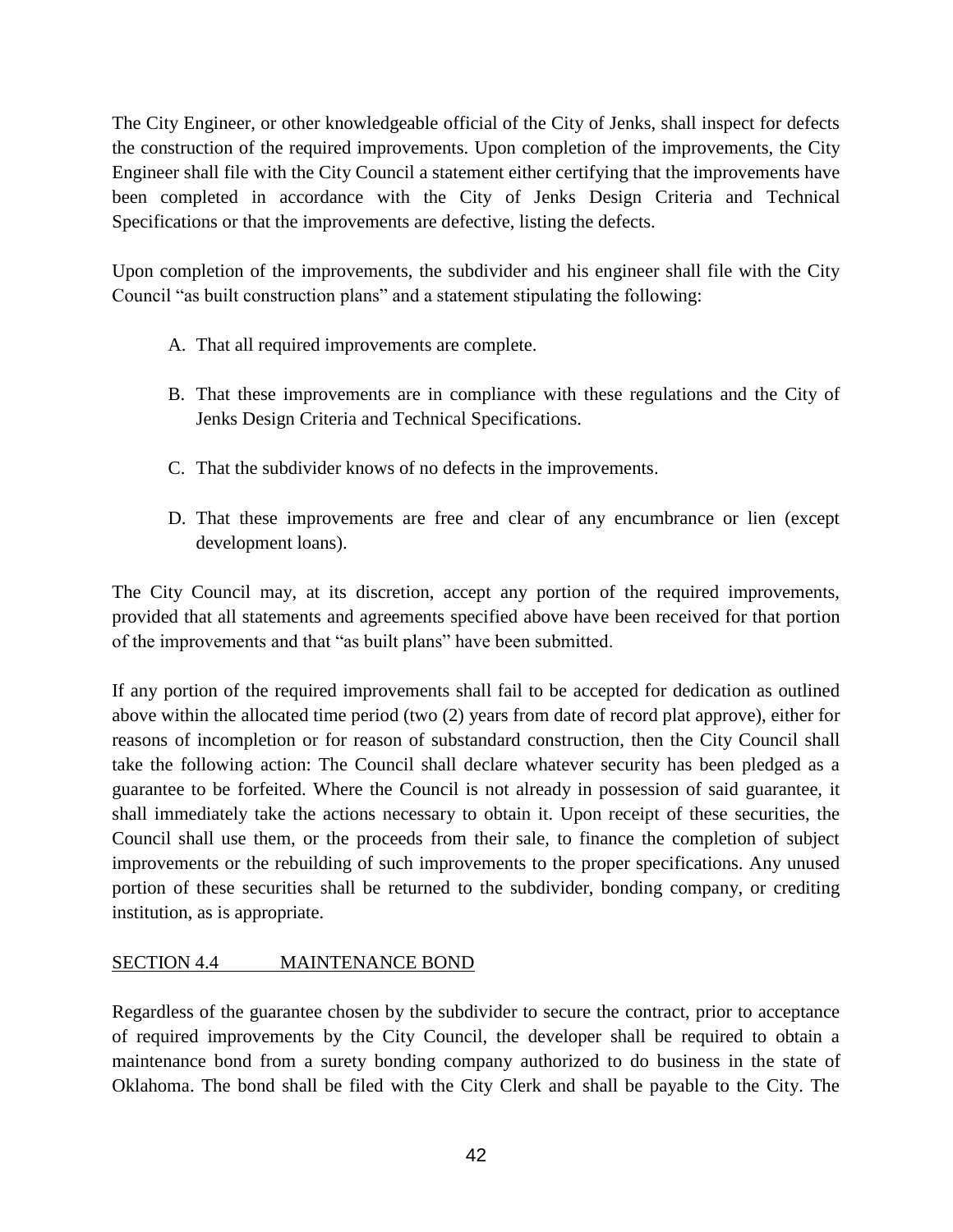The City Engineer, or other knowledgeable official of the City of Jenks, shall inspect for defects the construction of the required improvements. Upon completion of the improvements, the City Engineer shall file with the City Council a statement either certifying that the improvements have been completed in accordance with the City of Jenks Design Criteria and Technical Specifications or that the improvements are defective, listing the defects.

Upon completion of the improvements, the subdivider and his engineer shall file with the City Council "as built construction plans" and a statement stipulating the following:

A. That all required improvements are complete.

B. That these improvements are in compliance with these regulations and the City of Jenks Design Criteria and Technical Specifications.

C. That the subdivider knows of no defects in the improvements.

D. That these improvements are free and clear of any encumbrance or lien (except development loans).

The City Council may, at its discretion, accept any portion of the required improvements, provided that all statements and agreements specified above have been received for that portion of the improvements and that "as built plans" have been submitted.

If any portion of the required improvements shall fail to be accepted for dedication as outlined above within the allocated time period (two (2) years from date of record plat approve), either for reasons of incompletion or for reason of substandard construction, then the City Council shall take the following action: The Council shall declare whatever security has been pledged as a guarantee to be forfeited. Where the Council is not already in possession of said guarantee, it shall immediately take the actions necessary to obtain it. Upon receipt of these securities, the Council shall use them, or the proceeds from their sale, to finance the completion of subject improvements or the rebuilding of such improvements to the proper specifications. Any unused portion of these securities shall be returned to the subdivider, bonding company, or crediting institution, as is appropriate.

## SECTION 4.4 MAINTENANCE BOND

Regardless of the guarantee chosen by the subdivider to secure the contract, prior to acceptance of required improvements by the City Council, the developer shall be required to obtain a maintenance bond from a surety bonding company authorized to do business in the state of Oklahoma. The bond shall be filed with the City Clerk and shall be payable to the City. The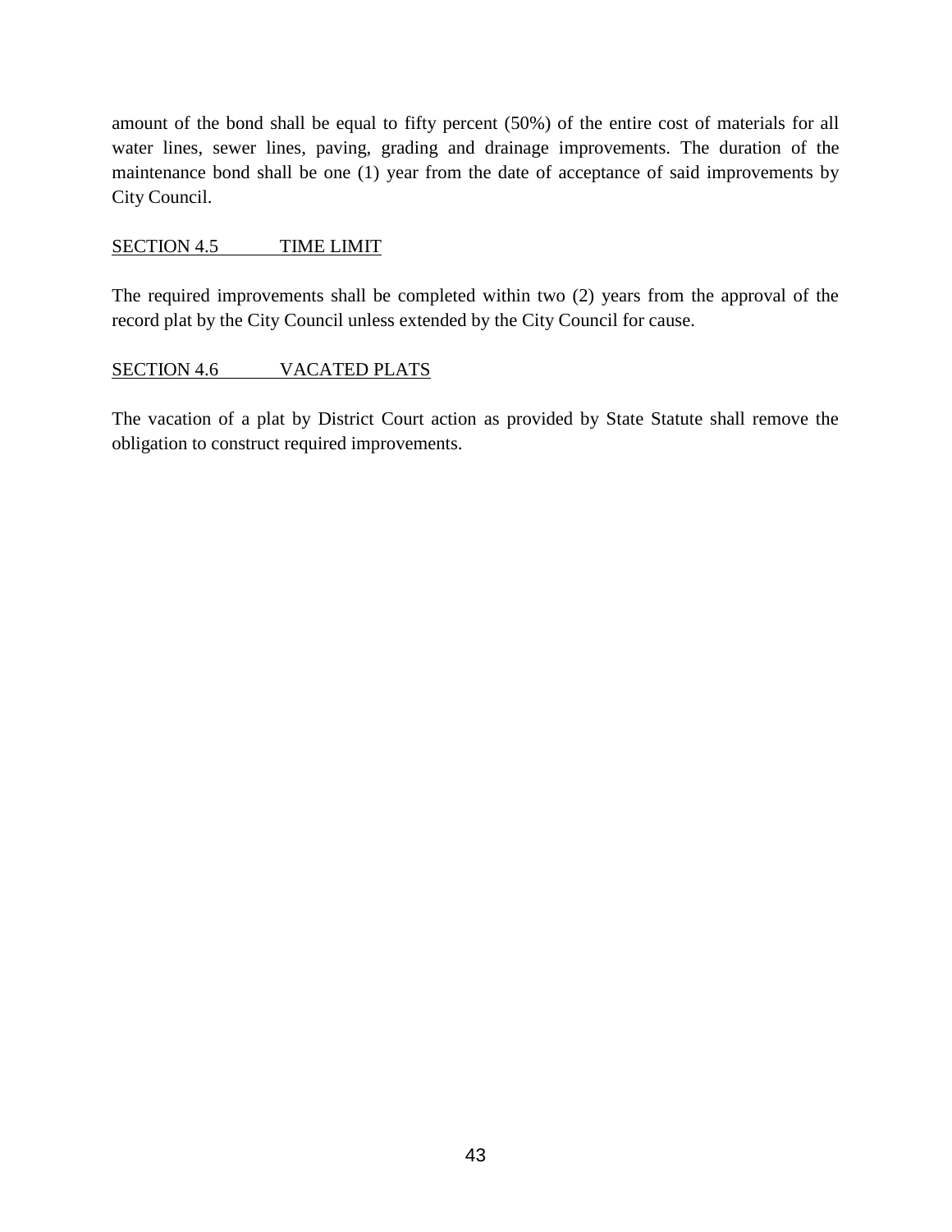amount of the bond shall be equal to fifty percent (50%) of the entire cost of materials for all water lines, sewer lines, paving, grading and drainage improvements. The duration of the maintenance bond shall be one (1) year from the date of acceptance of said improvements by City Council.

## SECTION 4.5 TIME LIMIT

The required improvements shall be completed within two (2) years from the approval of the record plat by the City Council unless extended by the City Council for cause.

## SECTION 4.6 VACATED PLATS

The vacation of a plat by District Court action as provided by State Statute shall remove the obligation to construct required improvements.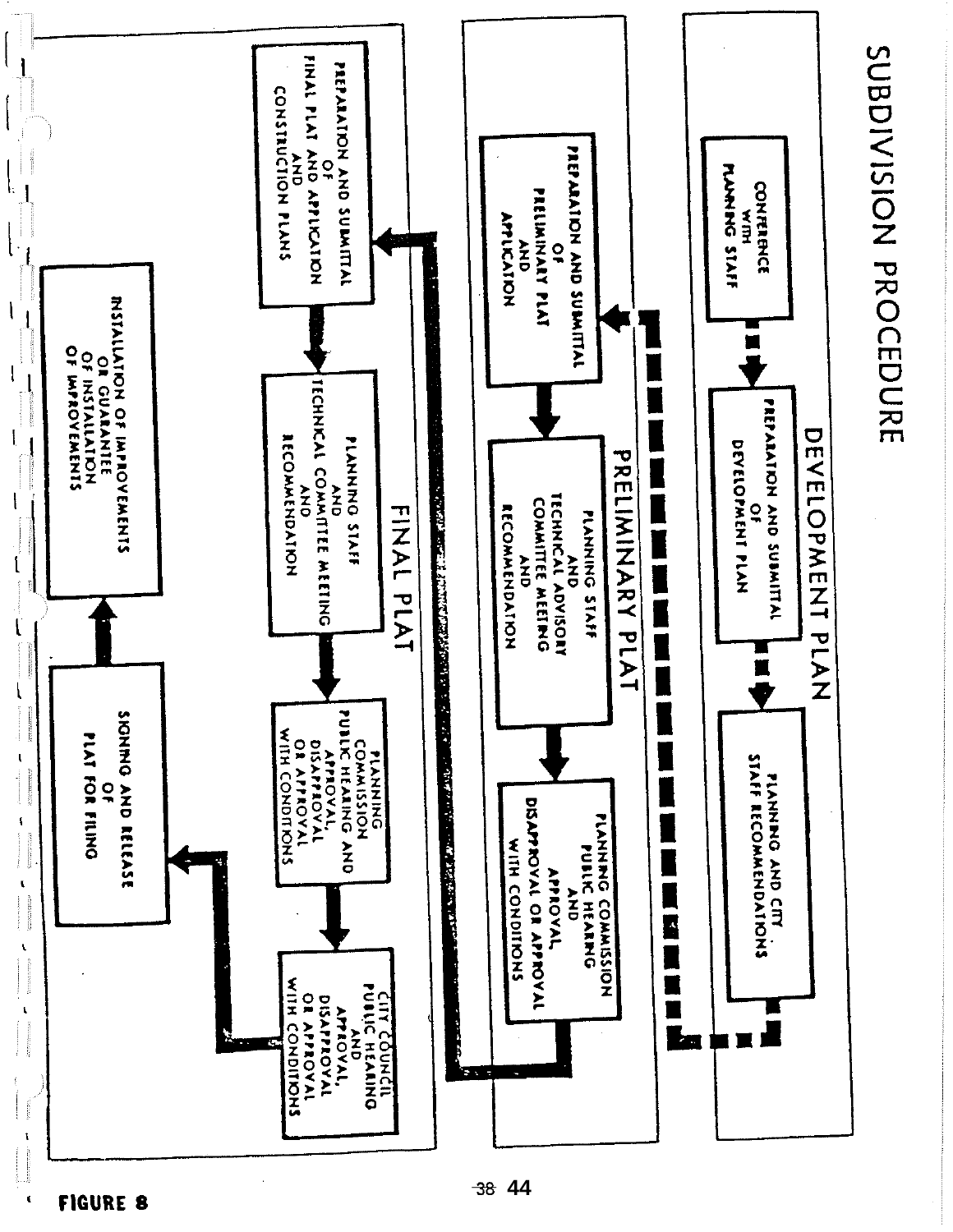# SUBDIVISION PROCEDURE

## DEVELOPMENT PLAN

CONFERENCE WITH PLANNING STAFF

PREPARATION AND SUBMITTAL OF DEVELOPMENT PLAN

PLANNING AND CITY STAFF RECOMMENDATIONS

## PRELIMINARY PLAT

PREPARATION AND SUBMITTAL OF PRELIMINARY PLAT AND APPLICATION

PLANNING STAFF AND TECHNICAL ADVISORY COMMITTEE MEETING AND RECOMMENDATION

PLANNING COMMISSION PUBLIC HEARING AND APPROVAL, DISAPPROVAL OR APPROVAL WITH CONDITIONS

## FINAL PLAT

PREPARATION AND SUBMITTAL OF FINAL PLAT AND APPLICATION AND CONSTRUCTION PLANS

PLANNING STAFF AND TECHNICAL COMMITTEE MEETING AND RECOMMENDATION

PLANNING COMMISSION PUBLIC HEARING AND APPROVAL, DISAPPROVAL, OR APPROVAL WITH CONDITIONS

CITY COUNCIL PUBLIC HEARING AND APPROVAL, DISAPPROVAL, OR APPROVAL WITH CONDITIONS

SIGNING AND RELEASE OF PLAT FOR FILING

INSTALLATION OF IMPROVEMENTS OR GUARANTEE OF INSTALLATION OF IMPROVEMENTS

FIGURE 8